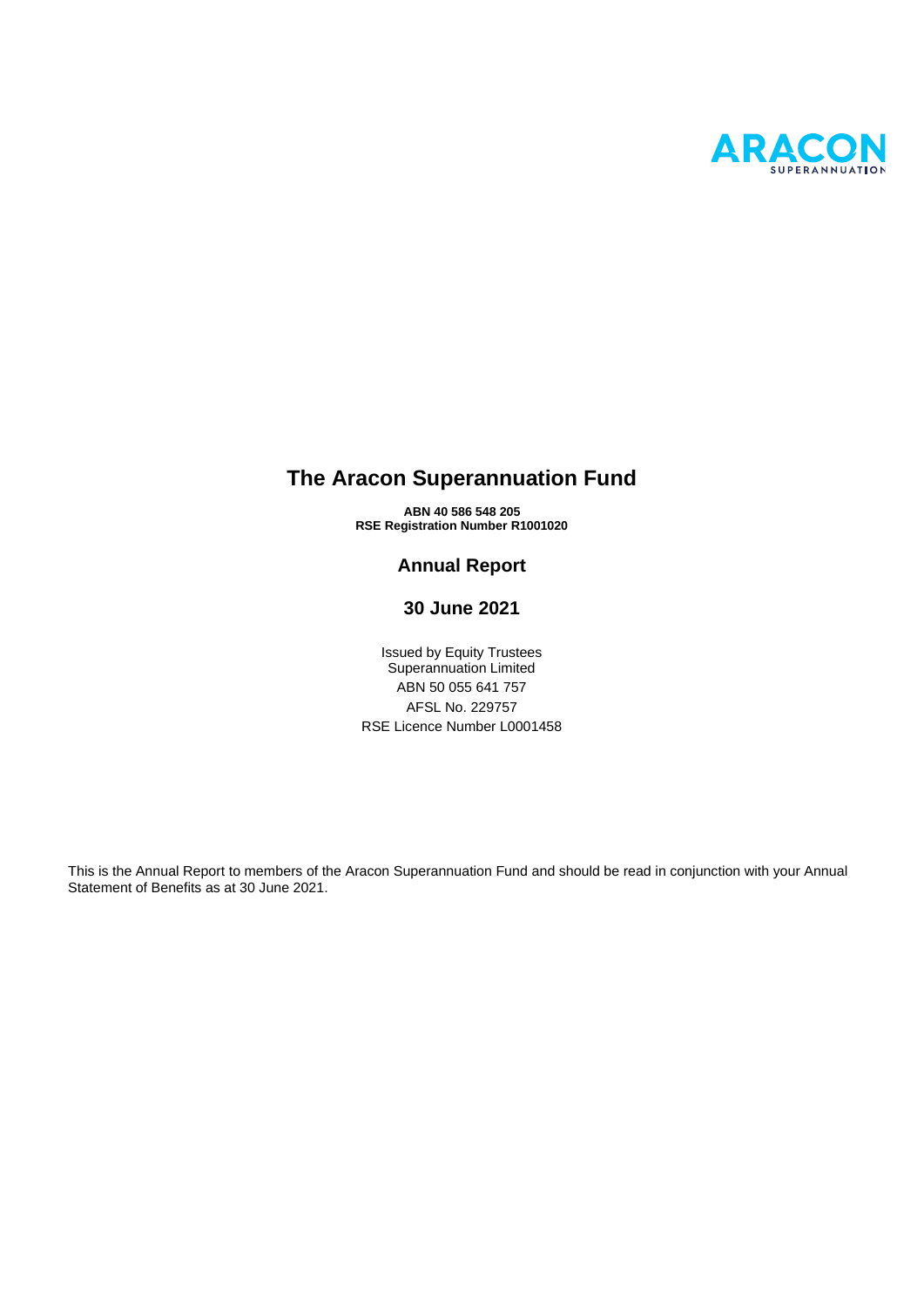ARACON SUPERANNUATION

# The Aracon Superannuation Fund

**ABN 40 586 548 205**
**RSE Registration Number R1001020**

## Annual Report

## 30 June 2021

Issued by Equity Trustees Superannuation Limited
ABN 50 055 641 757
AFSL No. 229757
RSE Licence Number L0001458

This is the Annual Report to members of the Aracon Superannuation Fund and should be read in conjunction with your Annual Statement of Benefits as at 30 June 2021.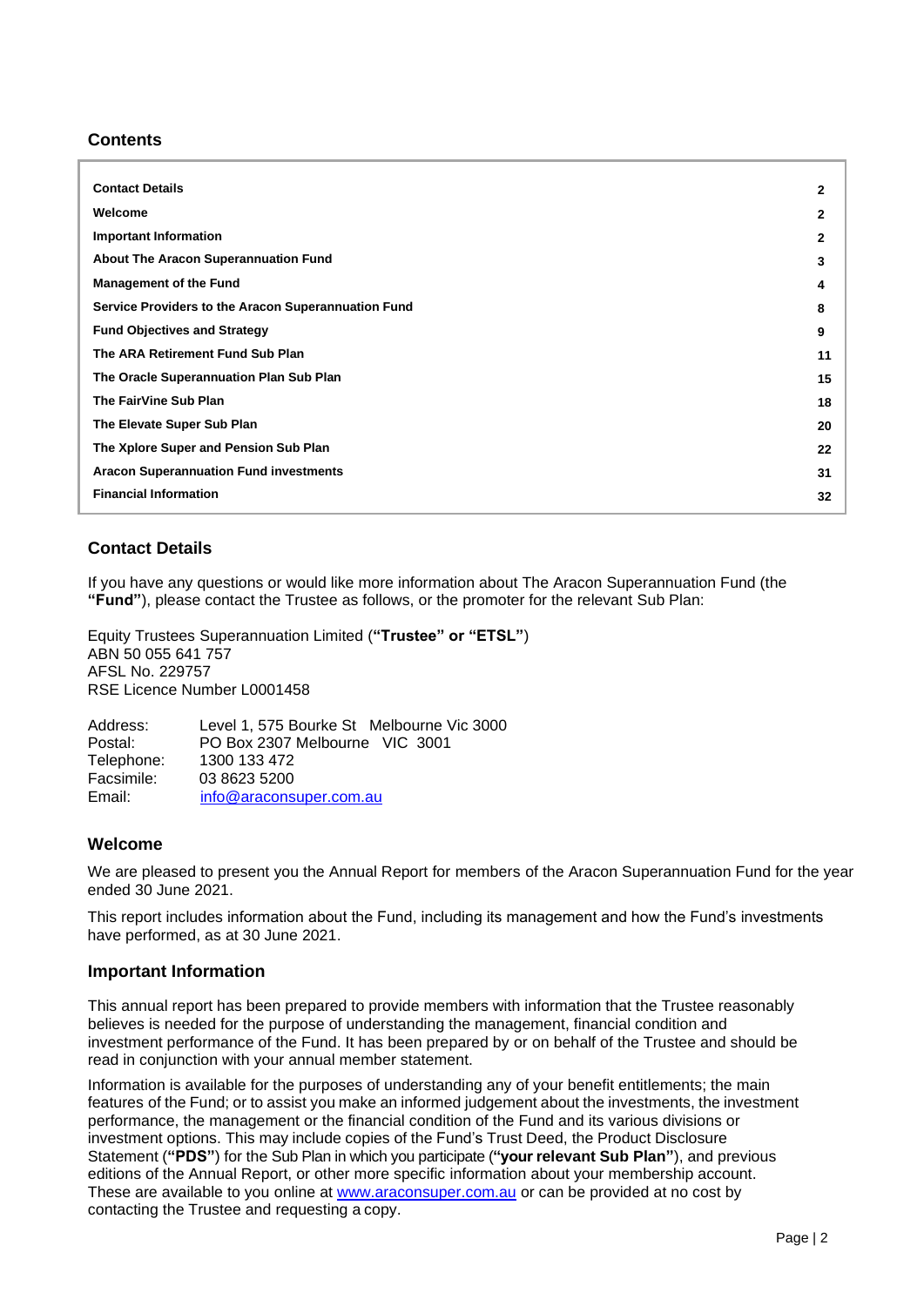## Contents

| | |
|---|---|
| **Contact Details** | **2** |
| **Welcome** | **2** |
| **Important Information** | **2** |
| **About The Aracon Superannuation Fund** | **3** |
| **Management of the Fund** | **4** |
| **Service Providers to the Aracon Superannuation Fund** | **8** |
| **Fund Objectives and Strategy** | **9** |
| **The ARA Retirement Fund Sub Plan** | **11** |
| **The Oracle Superannuation Plan Sub Plan** | **15** |
| **The FairVine Sub Plan** | **18** |
| **The Elevate Super Sub Plan** | **20** |
| **The Xplore Super and Pension Sub Plan** | **22** |
| **Aracon Superannuation Fund investments** | **31** |
| **Financial Information** | **32** |

## Contact Details

If you have any questions or would like more information about The Aracon Superannuation Fund (the **"Fund"**), please contact the Trustee as follows, or the promoter for the relevant Sub Plan:

Equity Trustees Superannuation Limited (**"Trustee" or "ETSL"**)
ABN 50 055 641 757
AFSL No. 229757
RSE Licence Number L0001458

| | |
|---|---|
| Address: | Level 1, 575 Bourke St Melbourne Vic 3000 |
| Postal: | PO Box 2307 Melbourne VIC 3001 |
| Telephone: | 1300 133 472 |
| Facsimile: | 03 8623 5200 |
| Email: | info@araconsuper.com.au |

## Welcome

We are pleased to present you the Annual Report for members of the Aracon Superannuation Fund for the year ended 30 June 2021.

This report includes information about the Fund, including its management and how the Fund's investments have performed, as at 30 June 2021.

## Important Information

This annual report has been prepared to provide members with information that the Trustee reasonably believes is needed for the purpose of understanding the management, financial condition and investment performance of the Fund. It has been prepared by or on behalf of the Trustee and should be read in conjunction with your annual member statement.

Information is available for the purposes of understanding any of your benefit entitlements; the main features of the Fund; or to assist you make an informed judgement about the investments, the investment performance, the management or the financial condition of the Fund and its various divisions or investment options. This may include copies of the Fund's Trust Deed, the Product Disclosure Statement (**"PDS"**) for the Sub Plan in which you participate (**"your relevant Sub Plan"**), and previous editions of the Annual Report, or other more specific information about your membership account. These are available to you online at www.araconsuper.com.au or can be provided at no cost by contacting the Trustee and requesting a copy.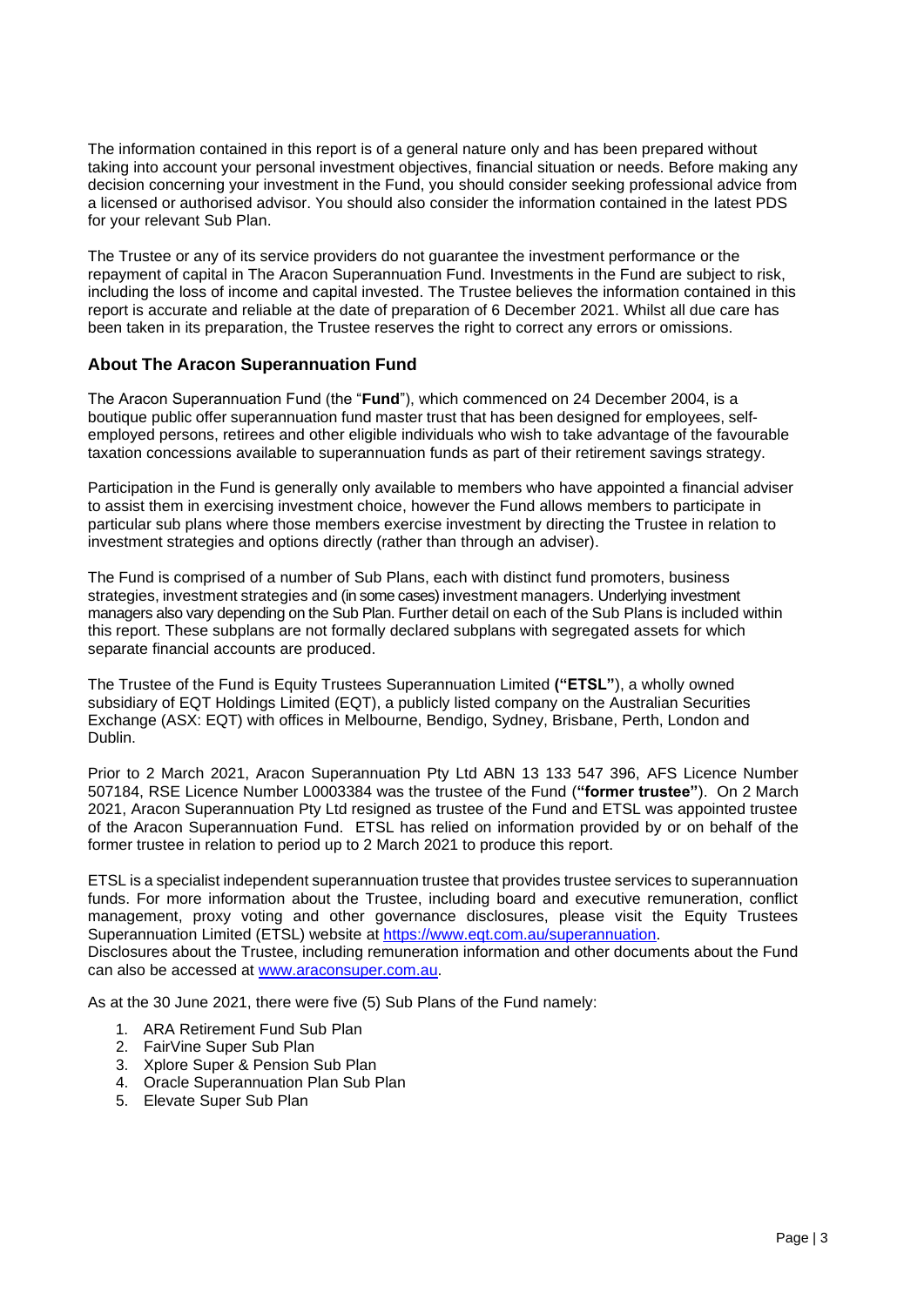The information contained in this report is of a general nature only and has been prepared without taking into account your personal investment objectives, financial situation or needs. Before making any decision concerning your investment in the Fund, you should consider seeking professional advice from a licensed or authorised advisor. You should also consider the information contained in the latest PDS for your relevant Sub Plan.

The Trustee or any of its service providers do not guarantee the investment performance or the repayment of capital in The Aracon Superannuation Fund. Investments in the Fund are subject to risk, including the loss of income and capital invested. The Trustee believes the information contained in this report is accurate and reliable at the date of preparation of 6 December 2021. Whilst all due care has been taken in its preparation, the Trustee reserves the right to correct any errors or omissions.

## About The Aracon Superannuation Fund

The Aracon Superannuation Fund (the "**Fund**"), which commenced on 24 December 2004, is a boutique public offer superannuation fund master trust that has been designed for employees, self-employed persons, retirees and other eligible individuals who wish to take advantage of the favourable taxation concessions available to superannuation funds as part of their retirement savings strategy.

Participation in the Fund is generally only available to members who have appointed a financial adviser to assist them in exercising investment choice, however the Fund allows members to participate in particular sub plans where those members exercise investment by directing the Trustee in relation to investment strategies and options directly (rather than through an adviser).

The Fund is comprised of a number of Sub Plans, each with distinct fund promoters, business strategies, investment strategies and (in some cases) investment managers. Underlying investment managers also vary depending on the Sub Plan. Further detail on each of the Sub Plans is included within this report. These subplans are not formally declared subplans with segregated assets for which separate financial accounts are produced.

The Trustee of the Fund is Equity Trustees Superannuation Limited **("ETSL")**, a wholly owned subsidiary of EQT Holdings Limited (EQT), a publicly listed company on the Australian Securities Exchange (ASX: EQT) with offices in Melbourne, Bendigo, Sydney, Brisbane, Perth, London and Dublin.

Prior to 2 March 2021, Aracon Superannuation Pty Ltd ABN 13 133 547 396, AFS Licence Number 507184, RSE Licence Number L0003384 was the trustee of the Fund (**"former trustee"**). On 2 March 2021, Aracon Superannuation Pty Ltd resigned as trustee of the Fund and ETSL was appointed trustee of the Aracon Superannuation Fund. ETSL has relied on information provided by or on behalf of the former trustee in relation to period up to 2 March 2021 to produce this report.

ETSL is a specialist independent superannuation trustee that provides trustee services to superannuation funds. For more information about the Trustee, including board and executive remuneration, conflict management, proxy voting and other governance disclosures, please visit the Equity Trustees Superannuation Limited (ETSL) website at https://www.eqt.com.au/superannuation.
Disclosures about the Trustee, including remuneration information and other documents about the Fund can also be accessed at www.araconsuper.com.au.

As at the 30 June 2021, there were five (5) Sub Plans of the Fund namely:

1. ARA Retirement Fund Sub Plan
2. FairVine Super Sub Plan
3. Xplore Super & Pension Sub Plan
4. Oracle Superannuation Plan Sub Plan
5. Elevate Super Sub Plan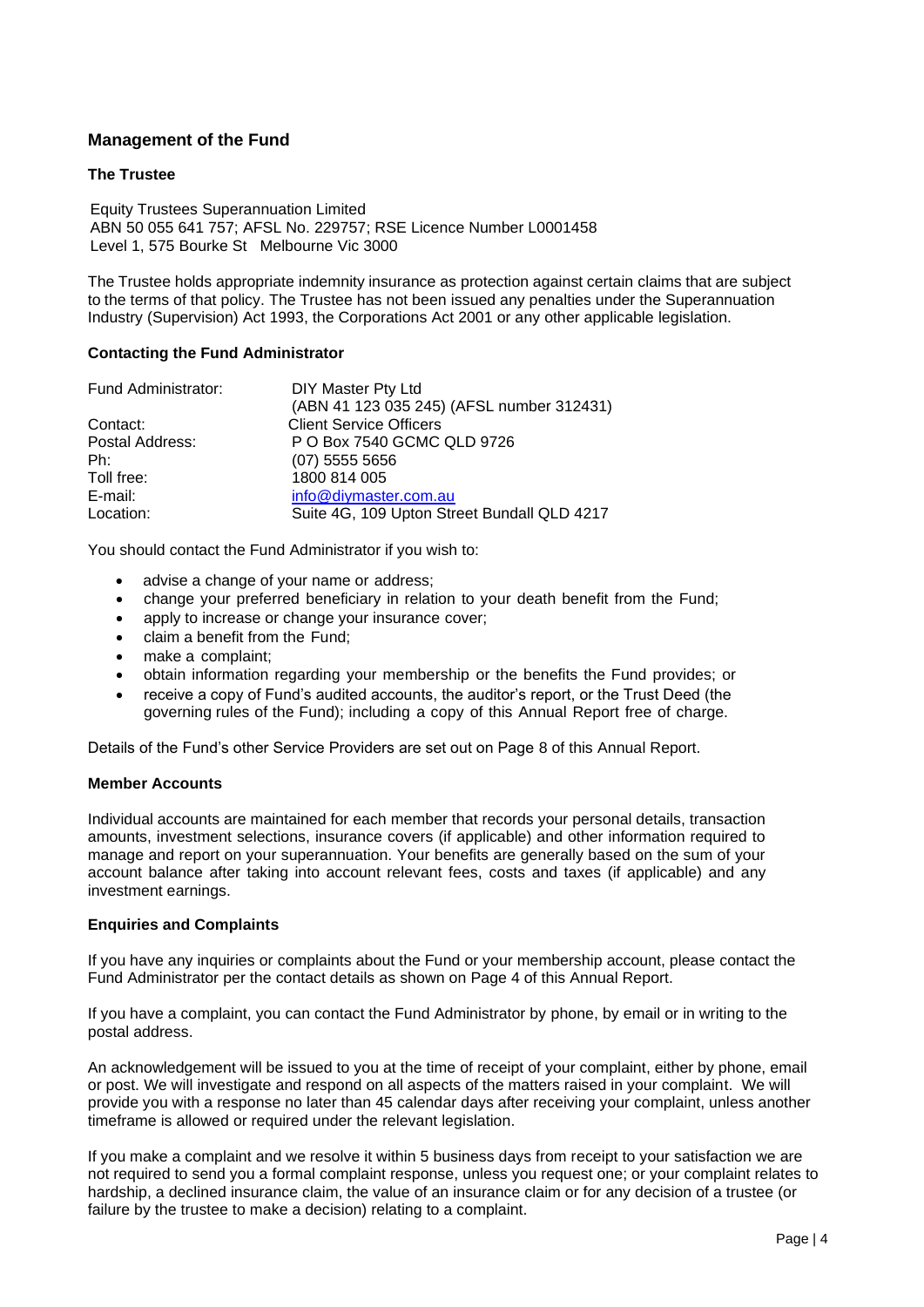## Management of the Fund

### The Trustee

Equity Trustees Superannuation Limited
ABN 50 055 641 757; AFSL No. 229757; RSE Licence Number L0001458
Level 1, 575 Bourke St Melbourne Vic 3000

The Trustee holds appropriate indemnity insurance as protection against certain claims that are subject to the terms of that policy. The Trustee has not been issued any penalties under the Superannuation Industry (Supervision) Act 1993, the Corporations Act 2001 or any other applicable legislation.

### Contacting the Fund Administrator

| | |
|---|---|
| Fund Administrator: | DIY Master Pty Ltd (ABN 41 123 035 245) (AFSL number 312431) |
| Contact: | Client Service Officers |
| Postal Address: | P O Box 7540 GCMC QLD 9726 |
| Ph: | (07) 5555 5656 |
| Toll free: | 1800 814 005 |
| E-mail: | info@diymaster.com.au |
| Location: | Suite 4G, 109 Upton Street Bundall QLD 4217 |

You should contact the Fund Administrator if you wish to:

- advise a change of your name or address;
- change your preferred beneficiary in relation to your death benefit from the Fund;
- apply to increase or change your insurance cover;
- claim a benefit from the Fund;
- make a complaint;
- obtain information regarding your membership or the benefits the Fund provides; or
- receive a copy of Fund's audited accounts, the auditor's report, or the Trust Deed (the governing rules of the Fund); including a copy of this Annual Report free of charge.

Details of the Fund's other Service Providers are set out on Page 8 of this Annual Report.

### Member Accounts

Individual accounts are maintained for each member that records your personal details, transaction amounts, investment selections, insurance covers (if applicable) and other information required to manage and report on your superannuation. Your benefits are generally based on the sum of your account balance after taking into account relevant fees, costs and taxes (if applicable) and any investment earnings.

### Enquiries and Complaints

If you have any inquiries or complaints about the Fund or your membership account, please contact the Fund Administrator per the contact details as shown on Page 4 of this Annual Report.

If you have a complaint, you can contact the Fund Administrator by phone, by email or in writing to the postal address.

An acknowledgement will be issued to you at the time of receipt of your complaint, either by phone, email or post. We will investigate and respond on all aspects of the matters raised in your complaint. We will provide you with a response no later than 45 calendar days after receiving your complaint, unless another timeframe is allowed or required under the relevant legislation.

If you make a complaint and we resolve it within 5 business days from receipt to your satisfaction we are not required to send you a formal complaint response, unless you request one; or your complaint relates to hardship, a declined insurance claim, the value of an insurance claim or for any decision of a trustee (or failure by the trustee to make a decision) relating to a complaint.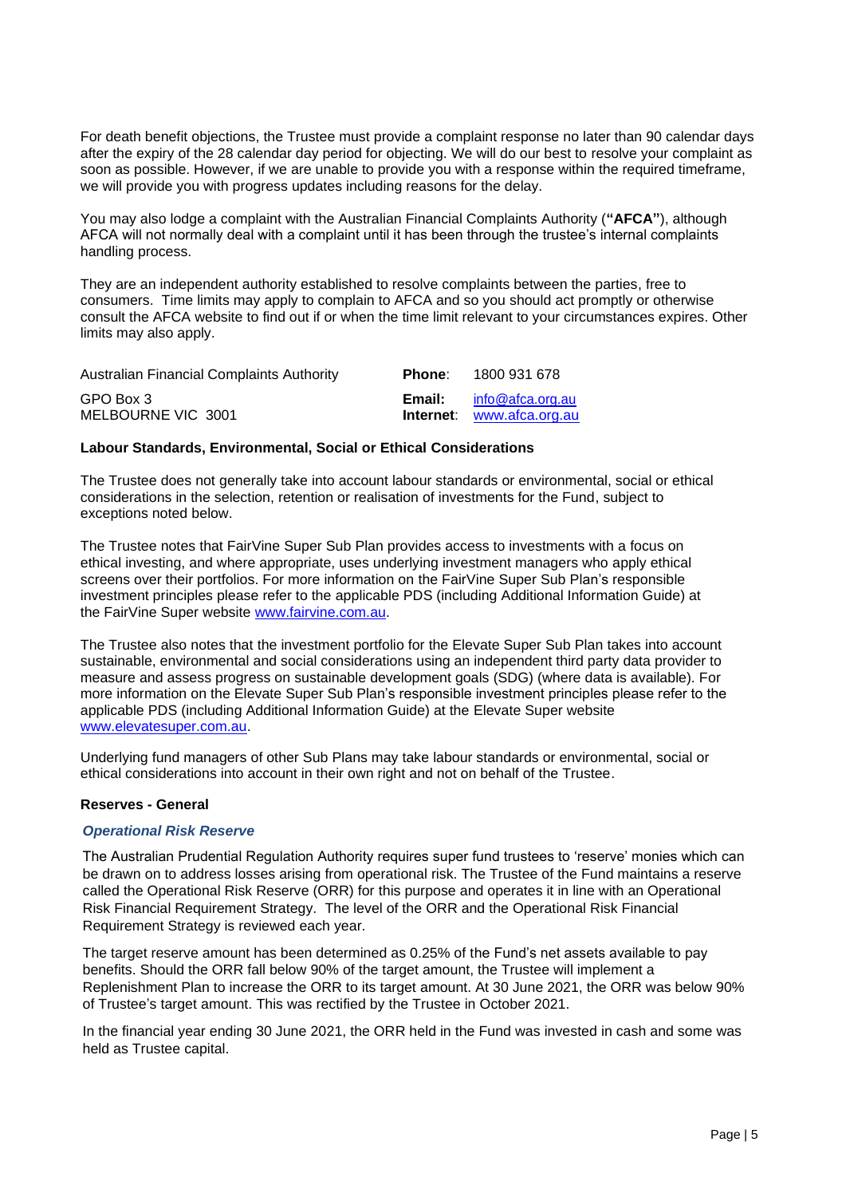For death benefit objections, the Trustee must provide a complaint response no later than 90 calendar days after the expiry of the 28 calendar day period for objecting. We will do our best to resolve your complaint as soon as possible. However, if we are unable to provide you with a response within the required timeframe, we will provide you with progress updates including reasons for the delay.

You may also lodge a complaint with the Australian Financial Complaints Authority (**"AFCA"**), although AFCA will not normally deal with a complaint until it has been through the trustee's internal complaints handling process.

They are an independent authority established to resolve complaints between the parties, free to consumers. Time limits may apply to complain to AFCA and so you should act promptly or otherwise consult the AFCA website to find out if or when the time limit relevant to your circumstances expires. Other limits may also apply.

| | | |
|---|---|---|
| Australian Financial Complaints Authority | **Phone**: | 1800 931 678 |
| GPO Box 3 | **Email:** | info@afca.org.au |
| MELBOURNE VIC 3001 | **Internet**: | www.afca.org.au |

**Labour Standards, Environmental, Social or Ethical Considerations**

The Trustee does not generally take into account labour standards or environmental, social or ethical considerations in the selection, retention or realisation of investments for the Fund, subject to exceptions noted below.

The Trustee notes that FairVine Super Sub Plan provides access to investments with a focus on ethical investing, and where appropriate, uses underlying investment managers who apply ethical screens over their portfolios. For more information on the FairVine Super Sub Plan's responsible investment principles please refer to the applicable PDS (including Additional Information Guide) at the FairVine Super website www.fairvine.com.au.

The Trustee also notes that the investment portfolio for the Elevate Super Sub Plan takes into account sustainable, environmental and social considerations using an independent third party data provider to measure and assess progress on sustainable development goals (SDG) (where data is available). For more information on the Elevate Super Sub Plan's responsible investment principles please refer to the applicable PDS (including Additional Information Guide) at the Elevate Super website www.elevatesuper.com.au.

Underlying fund managers of other Sub Plans may take labour standards or environmental, social or ethical considerations into account in their own right and not on behalf of the Trustee.

**Reserves - General**

***Operational Risk Reserve***

The Australian Prudential Regulation Authority requires super fund trustees to 'reserve' monies which can be drawn on to address losses arising from operational risk. The Trustee of the Fund maintains a reserve called the Operational Risk Reserve (ORR) for this purpose and operates it in line with an Operational Risk Financial Requirement Strategy. The level of the ORR and the Operational Risk Financial Requirement Strategy is reviewed each year.

The target reserve amount has been determined as 0.25% of the Fund's net assets available to pay benefits. Should the ORR fall below 90% of the target amount, the Trustee will implement a Replenishment Plan to increase the ORR to its target amount. At 30 June 2021, the ORR was below 90% of Trustee's target amount. This was rectified by the Trustee in October 2021.

In the financial year ending 30 June 2021, the ORR held in the Fund was invested in cash and some was held as Trustee capital.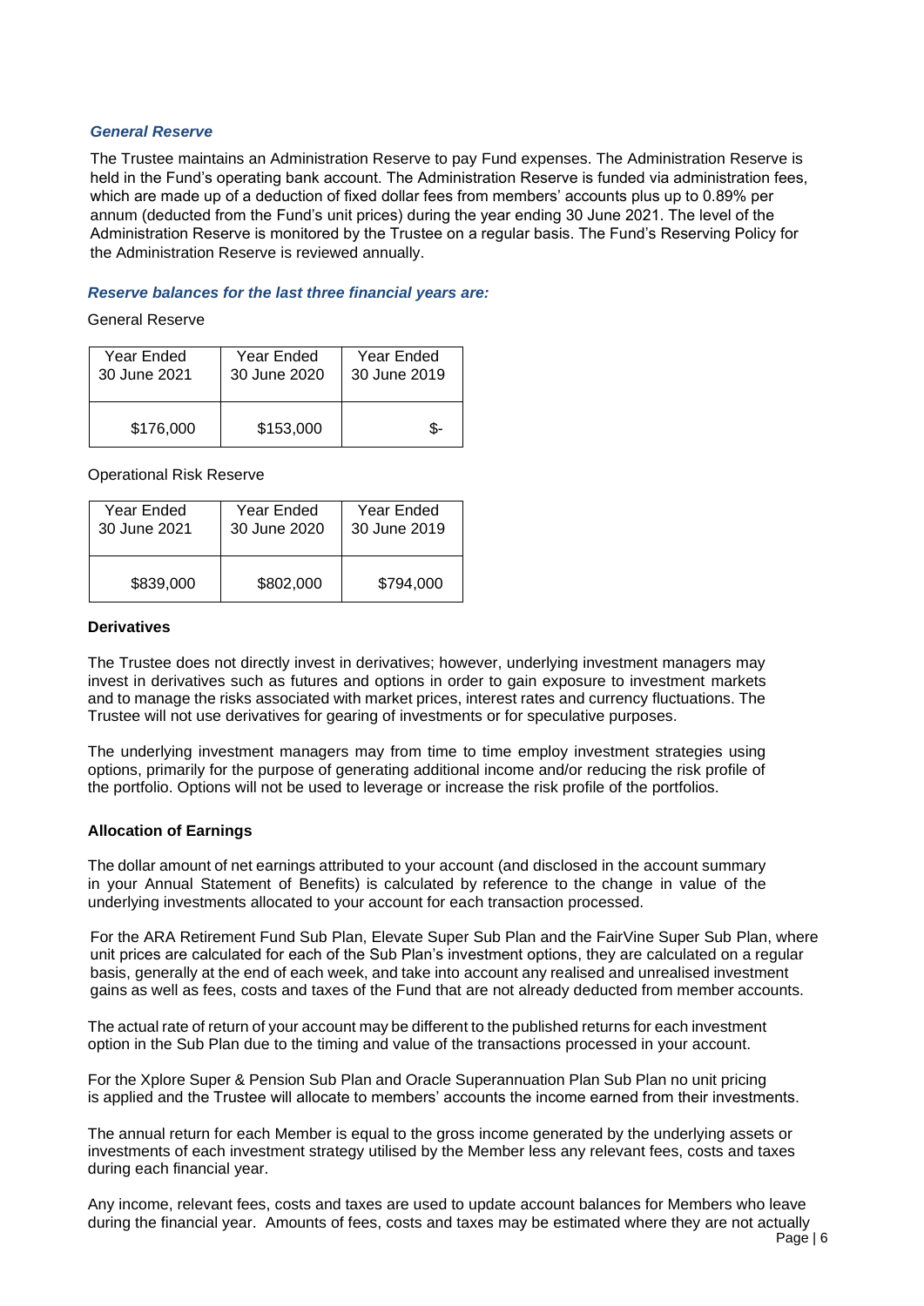### *General Reserve*

The Trustee maintains an Administration Reserve to pay Fund expenses. The Administration Reserve is held in the Fund's operating bank account. The Administration Reserve is funded via administration fees, which are made up of a deduction of fixed dollar fees from members' accounts plus up to 0.89% per annum (deducted from the Fund's unit prices) during the year ending 30 June 2021. The level of the Administration Reserve is monitored by the Trustee on a regular basis. The Fund's Reserving Policy for the Administration Reserve is reviewed annually.

### *Reserve balances for the last three financial years are:*

General Reserve

| Year Ended 30 June 2021 | Year Ended 30 June 2020 | Year Ended 30 June 2019 |
|---|---|---|
| $176,000 | $153,000 | $- |

Operational Risk Reserve

| Year Ended 30 June 2021 | Year Ended 30 June 2020 | Year Ended 30 June 2019 |
|---|---|---|
| $839,000 | $802,000 | $794,000 |

**Derivatives**

The Trustee does not directly invest in derivatives; however, underlying investment managers may invest in derivatives such as futures and options in order to gain exposure to investment markets and to manage the risks associated with market prices, interest rates and currency fluctuations. The Trustee will not use derivatives for gearing of investments or for speculative purposes.

The underlying investment managers may from time to time employ investment strategies using options, primarily for the purpose of generating additional income and/or reducing the risk profile of the portfolio. Options will not be used to leverage or increase the risk profile of the portfolios.

**Allocation of Earnings**

The dollar amount of net earnings attributed to your account (and disclosed in the account summary in your Annual Statement of Benefits) is calculated by reference to the change in value of the underlying investments allocated to your account for each transaction processed.

For the ARA Retirement Fund Sub Plan, Elevate Super Sub Plan and the FairVine Super Sub Plan, where unit prices are calculated for each of the Sub Plan's investment options, they are calculated on a regular basis, generally at the end of each week, and take into account any realised and unrealised investment gains as well as fees, costs and taxes of the Fund that are not already deducted from member accounts.

The actual rate of return of your account may be different to the published returns for each investment option in the Sub Plan due to the timing and value of the transactions processed in your account.

For the Xplore Super & Pension Sub Plan and Oracle Superannuation Plan Sub Plan no unit pricing is applied and the Trustee will allocate to members' accounts the income earned from their investments.

The annual return for each Member is equal to the gross income generated by the underlying assets or investments of each investment strategy utilised by the Member less any relevant fees, costs and taxes during each financial year.

Any income, relevant fees, costs and taxes are used to update account balances for Members who leave during the financial year. Amounts of fees, costs and taxes may be estimated where they are not actually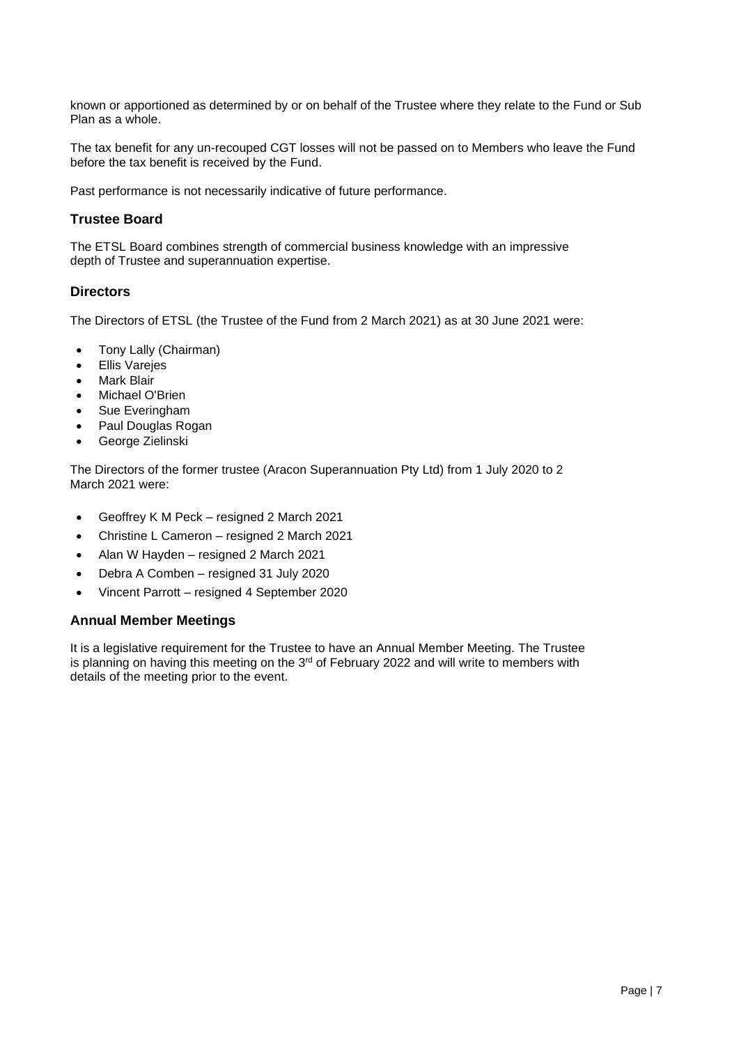known or apportioned as determined by or on behalf of the Trustee where they relate to the Fund or Sub Plan as a whole.

The tax benefit for any un-recouped CGT losses will not be passed on to Members who leave the Fund before the tax benefit is received by the Fund.

Past performance is not necessarily indicative of future performance.

### Trustee Board

The ETSL Board combines strength of commercial business knowledge with an impressive depth of Trustee and superannuation expertise.

### Directors

The Directors of ETSL (the Trustee of the Fund from 2 March 2021) as at 30 June 2021 were:

- Tony Lally (Chairman)
- Ellis Varejes
- Mark Blair
- Michael O'Brien
- Sue Everingham
- Paul Douglas Rogan
- George Zielinski

The Directors of the former trustee (Aracon Superannuation Pty Ltd) from 1 July 2020 to 2 March 2021 were:

- Geoffrey K M Peck – resigned 2 March 2021
- Christine L Cameron – resigned 2 March 2021
- Alan W Hayden – resigned 2 March 2021
- Debra A Comben – resigned 31 July 2020
- Vincent Parrott – resigned 4 September 2020

### Annual Member Meetings

It is a legislative requirement for the Trustee to have an Annual Member Meeting. The Trustee is planning on having this meeting on the 3rd of February 2022 and will write to members with details of the meeting prior to the event.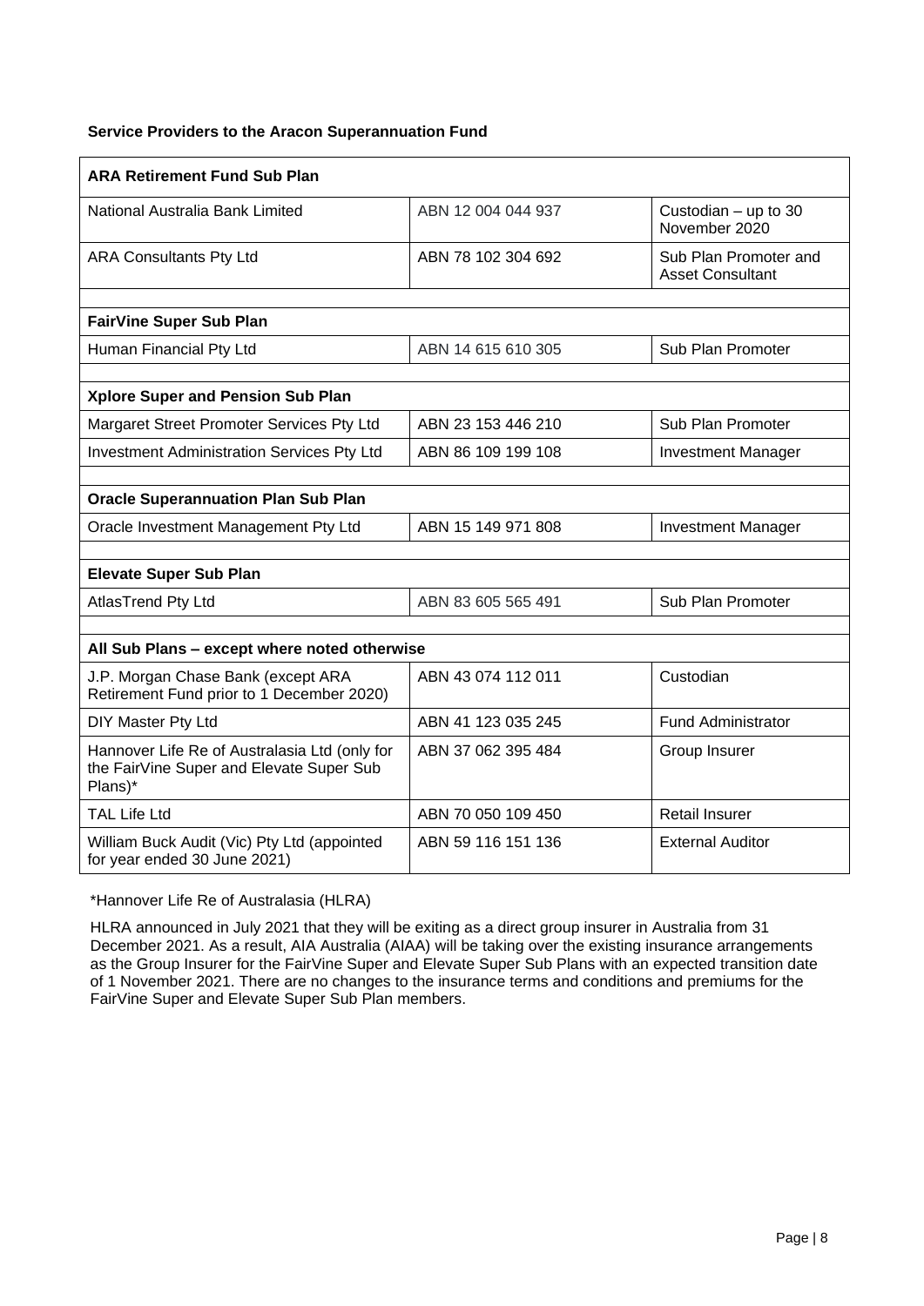**Service Providers to the Aracon Superannuation Fund**

| **ARA Retirement Fund Sub Plan** | | |
|---|---|---|
| National Australia Bank Limited | ABN 12 004 044 937 | Custodian – up to 30 November 2020 |
| ARA Consultants Pty Ltd | ABN 78 102 304 692 | Sub Plan Promoter and Asset Consultant |
| | | |
| **FairVine Super Sub Plan** | | |
| Human Financial Pty Ltd | ABN 14 615 610 305 | Sub Plan Promoter |
| | | |
| **Xplore Super and Pension Sub Plan** | | |
| Margaret Street Promoter Services Pty Ltd | ABN 23 153 446 210 | Sub Plan Promoter |
| Investment Administration Services Pty Ltd | ABN 86 109 199 108 | Investment Manager |
| | | |
| **Oracle Superannuation Plan Sub Plan** | | |
| Oracle Investment Management Pty Ltd | ABN 15 149 971 808 | Investment Manager |
| | | |
| **Elevate Super Sub Plan** | | |
| AtlasTrend Pty Ltd | ABN 83 605 565 491 | Sub Plan Promoter |
| | | |
| **All Sub Plans – except where noted otherwise** | | |
| J.P. Morgan Chase Bank (except ARA Retirement Fund prior to 1 December 2020) | ABN 43 074 112 011 | Custodian |
| DIY Master Pty Ltd | ABN 41 123 035 245 | Fund Administrator |
| Hannover Life Re of Australasia Ltd (only for the FairVine Super and Elevate Super Sub Plans)* | ABN 37 062 395 484 | Group Insurer |
| TAL Life Ltd | ABN 70 050 109 450 | Retail Insurer |
| William Buck Audit (Vic) Pty Ltd (appointed for year ended 30 June 2021) | ABN 59 116 151 136 | External Auditor |

*Hannover Life Re of Australasia (HLRA)

HLRA announced in July 2021 that they will be exiting as a direct group insurer in Australia from 31 December 2021. As a result, AIA Australia (AIAA) will be taking over the existing insurance arrangements as the Group Insurer for the FairVine Super and Elevate Super Sub Plans with an expected transition date of 1 November 2021. There are no changes to the insurance terms and conditions and premiums for the FairVine Super and Elevate Super Sub Plan members.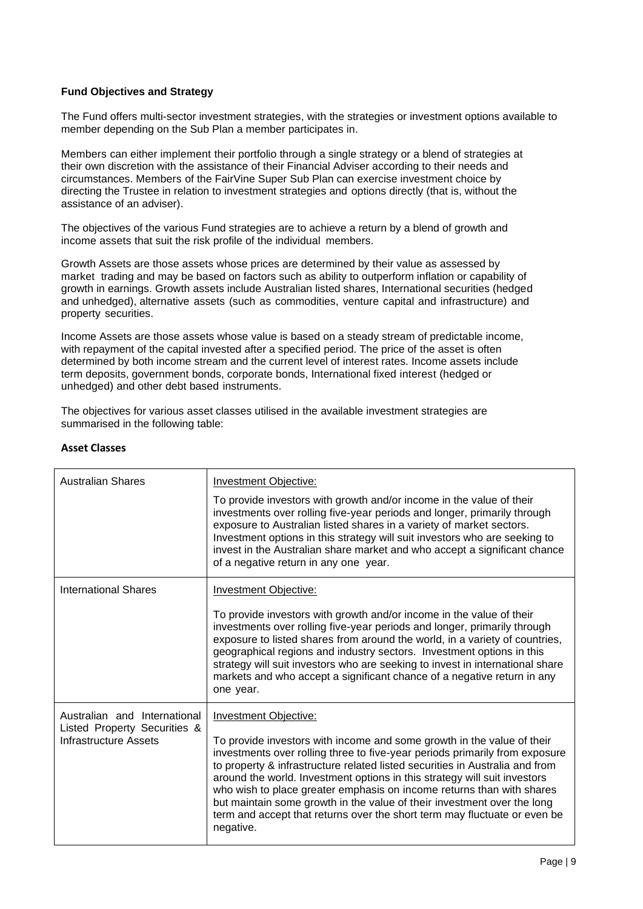**Fund Objectives and Strategy**

The Fund offers multi-sector investment strategies, with the strategies or investment options available to member depending on the Sub Plan a member participates in.

Members can either implement their portfolio through a single strategy or a blend of strategies at their own discretion with the assistance of their Financial Adviser according to their needs and circumstances. Members of the FairVine Super Sub Plan can exercise investment choice by directing the Trustee in relation to investment strategies and options directly (that is, without the assistance of an adviser).

The objectives of the various Fund strategies are to achieve a return by a blend of growth and income assets that suit the risk profile of the individual members.

Growth Assets are those assets whose prices are determined by their value as assessed by market trading and may be based on factors such as ability to outperform inflation or capability of growth in earnings. Growth assets include Australian listed shares, International securities (hedged and unhedged), alternative assets (such as commodities, venture capital and infrastructure) and property securities.

Income Assets are those assets whose value is based on a steady stream of predictable income, with repayment of the capital invested after a specified period. The price of the asset is often determined by both income stream and the current level of interest rates. Income assets include term deposits, government bonds, corporate bonds, International fixed interest (hedged or unhedged) and other debt based instruments.

The objectives for various asset classes utilised in the available investment strategies are summarised in the following table:

**Asset Classes**

| | |
|---|---|
| Australian Shares | Investment Objective:<br><br>To provide investors with growth and/or income in the value of their investments over rolling five-year periods and longer, primarily through exposure to Australian listed shares in a variety of market sectors. Investment options in this strategy will suit investors who are seeking to invest in the Australian share market and who accept a significant chance of a negative return in any one year. |
| International Shares | Investment Objective:<br><br>To provide investors with growth and/or income in the value of their investments over rolling five-year periods and longer, primarily through exposure to listed shares from around the world, in a variety of countries, geographical regions and industry sectors. Investment options in this strategy will suit investors who are seeking to invest in international share markets and who accept a significant chance of a negative return in any one year. |
| Australian and International Listed Property Securities & Infrastructure Assets | Investment Objective:<br><br>To provide investors with income and some growth in the value of their investments over rolling three to five-year periods primarily from exposure to property & infrastructure related listed securities in Australia and from around the world. Investment options in this strategy will suit investors who wish to place greater emphasis on income returns than with shares but maintain some growth in the value of their investment over the long term and accept that returns over the short term may fluctuate or even be negative. |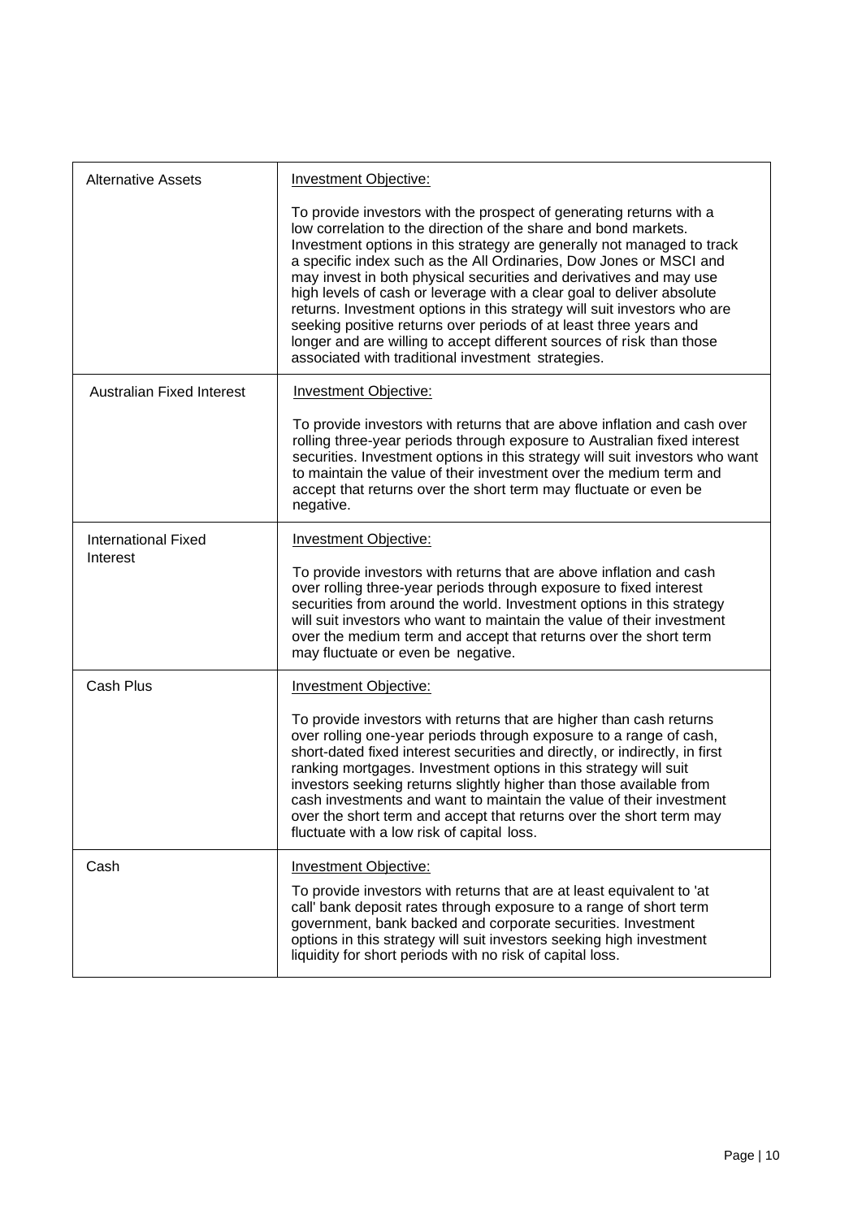| | |
|---|---|
| Alternative Assets | Investment Objective:<br><br>To provide investors with the prospect of generating returns with a low correlation to the direction of the share and bond markets. Investment options in this strategy are generally not managed to track a specific index such as the All Ordinaries, Dow Jones or MSCI and may invest in both physical securities and derivatives and may use high levels of cash or leverage with a clear goal to deliver absolute returns. Investment options in this strategy will suit investors who are seeking positive returns over periods of at least three years and longer and are willing to accept different sources of risk than those associated with traditional investment strategies. |
| Australian Fixed Interest | Investment Objective:<br><br>To provide investors with returns that are above inflation and cash over rolling three-year periods through exposure to Australian fixed interest securities. Investment options in this strategy will suit investors who want to maintain the value of their investment over the medium term and accept that returns over the short term may fluctuate or even be negative. |
| International Fixed Interest | Investment Objective:<br><br>To provide investors with returns that are above inflation and cash over rolling three-year periods through exposure to fixed interest securities from around the world. Investment options in this strategy will suit investors who want to maintain the value of their investment over the medium term and accept that returns over the short term may fluctuate or even be negative. |
| Cash Plus | Investment Objective:<br><br>To provide investors with returns that are higher than cash returns over rolling one-year periods through exposure to a range of cash, short-dated fixed interest securities and directly, or indirectly, in first ranking mortgages. Investment options in this strategy will suit investors seeking returns slightly higher than those available from cash investments and want to maintain the value of their investment over the short term and accept that returns over the short term may fluctuate with a low risk of capital loss. |
| Cash | Investment Objective:<br><br>To provide investors with returns that are at least equivalent to 'at call' bank deposit rates through exposure to a range of short term government, bank backed and corporate securities. Investment options in this strategy will suit investors seeking high investment liquidity for short periods with no risk of capital loss. |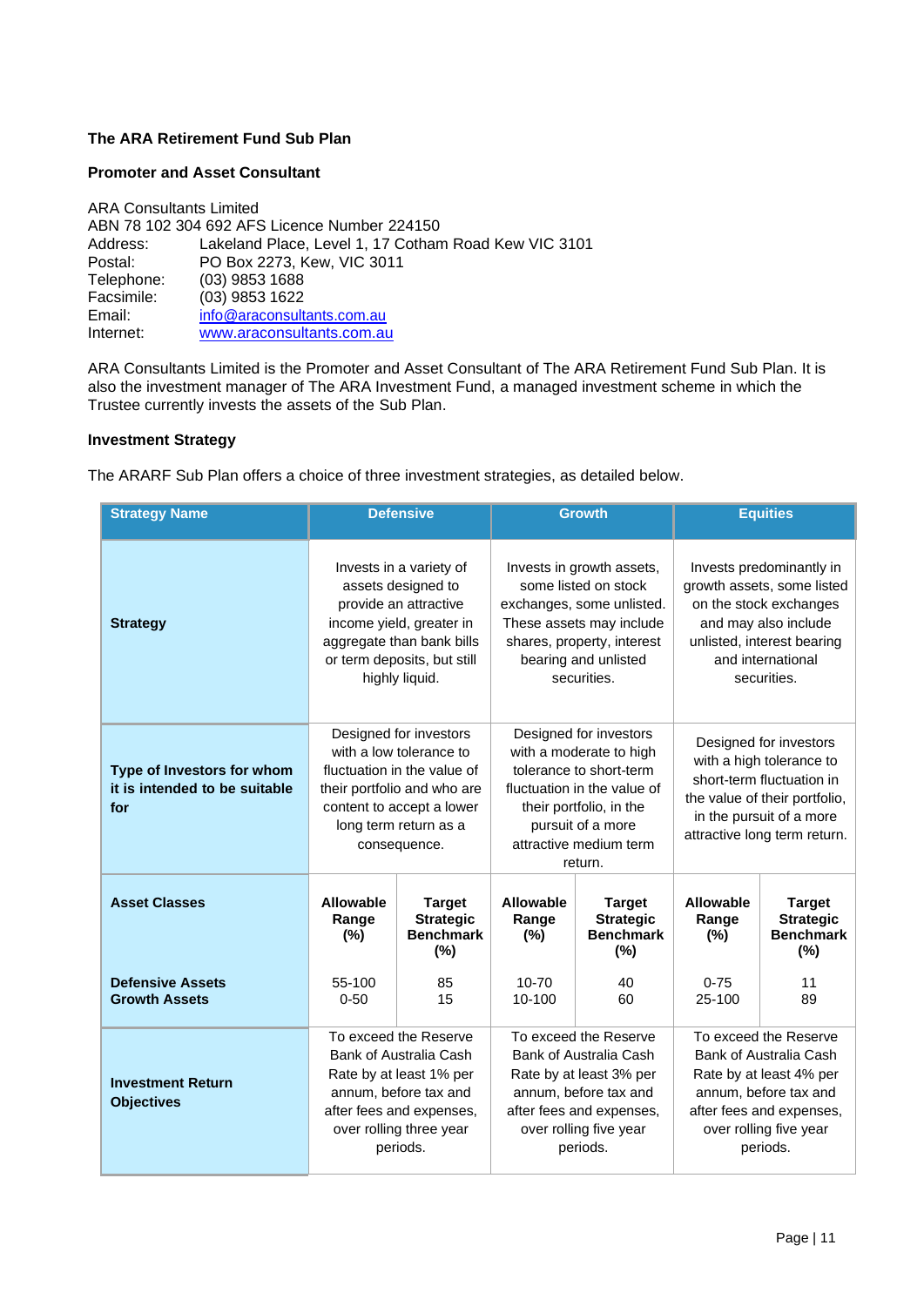**The ARA Retirement Fund Sub Plan**

**Promoter and Asset Consultant**

ARA Consultants Limited
ABN 78 102 304 692 AFS Licence Number 224150

Address: Lakeland Place, Level 1, 17 Cotham Road Kew VIC 3101
Postal: PO Box 2273, Kew, VIC 3011
Telephone: (03) 9853 1688
Facsimile: (03) 9853 1622
Email: info@araconsultants.com.au
Internet: www.araconsultants.com.au

ARA Consultants Limited is the Promoter and Asset Consultant of The ARA Retirement Fund Sub Plan. It is also the investment manager of The ARA Investment Fund, a managed investment scheme in which the Trustee currently invests the assets of the Sub Plan.

**Investment Strategy**

The ARARF Sub Plan offers a choice of three investment strategies, as detailed below.

| Strategy Name | Defensive | | Growth | | Equities | |
|---|---|---|---|---|---|---|
| **Strategy** | Invests in a variety of assets designed to provide an attractive income yield, greater in aggregate than bank bills or term deposits, but still highly liquid. | | Invests in growth assets, some listed on stock exchanges, some unlisted. These assets may include shares, property, interest bearing and unlisted securities. | | Invests predominantly in growth assets, some listed on the stock exchanges and may also include unlisted, interest bearing and international securities. | |
| **Type of Investors for whom it is intended to be suitable for** | Designed for investors with a low tolerance to fluctuation in the value of their portfolio and who are content to accept a lower long term return as a consequence. | | Designed for investors with a moderate to high tolerance to short-term fluctuation in the value of their portfolio, in the pursuit of a more attractive medium term return. | | Designed for investors with a high tolerance to short-term fluctuation in the value of their portfolio, in the pursuit of a more attractive long term return. | |
| **Asset Classes** | **Allowable Range (%)** | **Target Strategic Benchmark (%)** | **Allowable Range (%)** | **Target Strategic Benchmark (%)** | **Allowable Range (%)** | **Target Strategic Benchmark (%)** |
| **Defensive Assets** | 55-100 | 85 | 10-70 | 40 | 0-75 | 11 |
| **Growth Assets** | 0-50 | 15 | 10-100 | 60 | 25-100 | 89 |
| **Investment Return Objectives** | To exceed the Reserve Bank of Australia Cash Rate by at least 1% per annum, before tax and after fees and expenses, over rolling three year periods. | | To exceed the Reserve Bank of Australia Cash Rate by at least 3% per annum, before tax and after fees and expenses, over rolling five year periods. | | To exceed the Reserve Bank of Australia Cash Rate by at least 4% per annum, before tax and after fees and expenses, over rolling five year periods. | |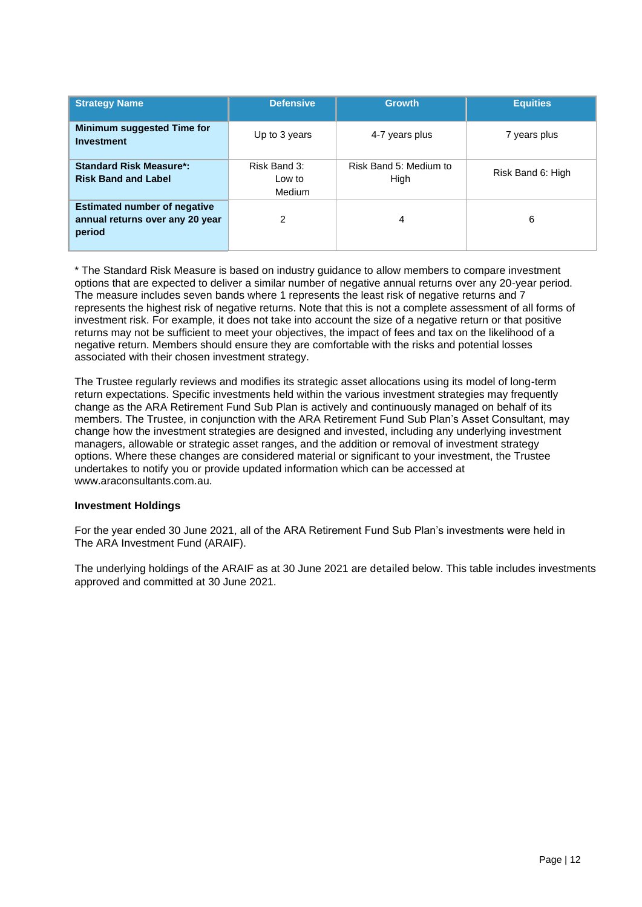| Strategy Name | Defensive | Growth | Equities |
| --- | --- | --- | --- |
| **Minimum suggested Time for Investment** | Up to 3 years | 4-7 years plus | 7 years plus |
| **Standard Risk Measure*: Risk Band and Label** | Risk Band 3: Low to Medium | Risk Band 5: Medium to High | Risk Band 6: High |
| **Estimated number of negative annual returns over any 20 year period** | 2 | 4 | 6 |

* The Standard Risk Measure is based on industry guidance to allow members to compare investment options that are expected to deliver a similar number of negative annual returns over any 20-year period. The measure includes seven bands where 1 represents the least risk of negative returns and 7 represents the highest risk of negative returns. Note that this is not a complete assessment of all forms of investment risk. For example, it does not take into account the size of a negative return or that positive returns may not be sufficient to meet your objectives, the impact of fees and tax on the likelihood of a negative return. Members should ensure they are comfortable with the risks and potential losses associated with their chosen investment strategy.

The Trustee regularly reviews and modifies its strategic asset allocations using its model of long-term return expectations. Specific investments held within the various investment strategies may frequently change as the ARA Retirement Fund Sub Plan is actively and continuously managed on behalf of its members. The Trustee, in conjunction with the ARA Retirement Fund Sub Plan's Asset Consultant, may change how the investment strategies are designed and invested, including any underlying investment managers, allowable or strategic asset ranges, and the addition or removal of investment strategy options. Where these changes are considered material or significant to your investment, the Trustee undertakes to notify you or provide updated information which can be accessed at www.araconsultants.com.au.

### Investment Holdings

For the year ended 30 June 2021, all of the ARA Retirement Fund Sub Plan's investments were held in The ARA Investment Fund (ARAIF).

The underlying holdings of the ARAIF as at 30 June 2021 are detailed below. This table includes investments approved and committed at 30 June 2021.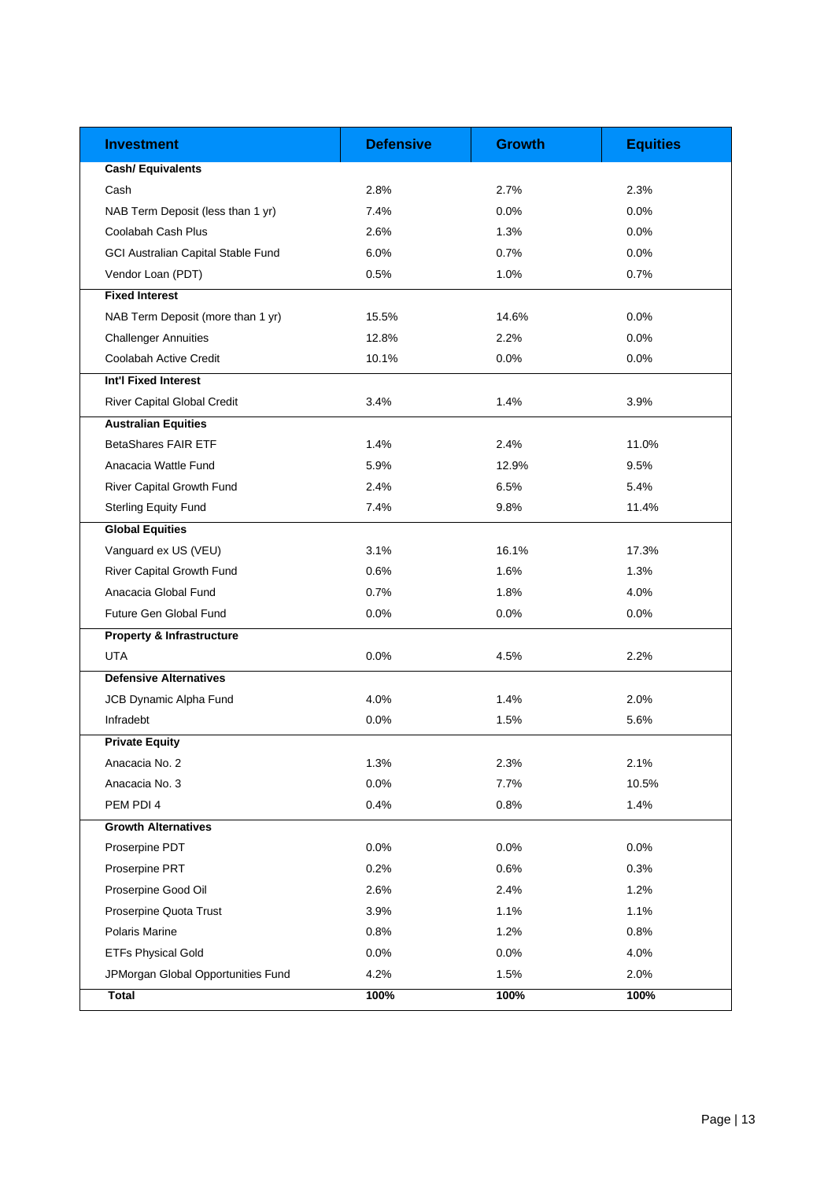| Investment | Defensive | Growth | Equities |
|---|---|---|---|
| **Cash/ Equivalents** | | | |
| Cash | 2.8% | 2.7% | 2.3% |
| NAB Term Deposit (less than 1 yr) | 7.4% | 0.0% | 0.0% |
| Coolabah Cash Plus | 2.6% | 1.3% | 0.0% |
| GCI Australian Capital Stable Fund | 6.0% | 0.7% | 0.0% |
| Vendor Loan (PDT) | 0.5% | 1.0% | 0.7% |
| **Fixed Interest** | | | |
| NAB Term Deposit (more than 1 yr) | 15.5% | 14.6% | 0.0% |
| Challenger Annuities | 12.8% | 2.2% | 0.0% |
| Coolabah Active Credit | 10.1% | 0.0% | 0.0% |
| **Int'l Fixed Interest** | | | |
| River Capital Global Credit | 3.4% | 1.4% | 3.9% |
| **Australian Equities** | | | |
| BetaShares FAIR ETF | 1.4% | 2.4% | 11.0% |
| Anacacia Wattle Fund | 5.9% | 12.9% | 9.5% |
| River Capital Growth Fund | 2.4% | 6.5% | 5.4% |
| Sterling Equity Fund | 7.4% | 9.8% | 11.4% |
| **Global Equities** | | | |
| Vanguard ex US (VEU) | 3.1% | 16.1% | 17.3% |
| River Capital Growth Fund | 0.6% | 1.6% | 1.3% |
| Anacacia Global Fund | 0.7% | 1.8% | 4.0% |
| Future Gen Global Fund | 0.0% | 0.0% | 0.0% |
| **Property & Infrastructure** | | | |
| UTA | 0.0% | 4.5% | 2.2% |
| **Defensive Alternatives** | | | |
| JCB Dynamic Alpha Fund | 4.0% | 1.4% | 2.0% |
| Infradebt | 0.0% | 1.5% | 5.6% |
| **Private Equity** | | | |
| Anacacia No. 2 | 1.3% | 2.3% | 2.1% |
| Anacacia No. 3 | 0.0% | 7.7% | 10.5% |
| PEM PDI 4 | 0.4% | 0.8% | 1.4% |
| **Growth Alternatives** | | | |
| Proserpine PDT | 0.0% | 0.0% | 0.0% |
| Proserpine PRT | 0.2% | 0.6% | 0.3% |
| Proserpine Good Oil | 2.6% | 2.4% | 1.2% |
| Proserpine Quota Trust | 3.9% | 1.1% | 1.1% |
| Polaris Marine | 0.8% | 1.2% | 0.8% |
| ETFs Physical Gold | 0.0% | 0.0% | 4.0% |
| JPMorgan Global Opportunities Fund | 4.2% | 1.5% | 2.0% |
| **Total** | **100%** | **100%** | **100%** |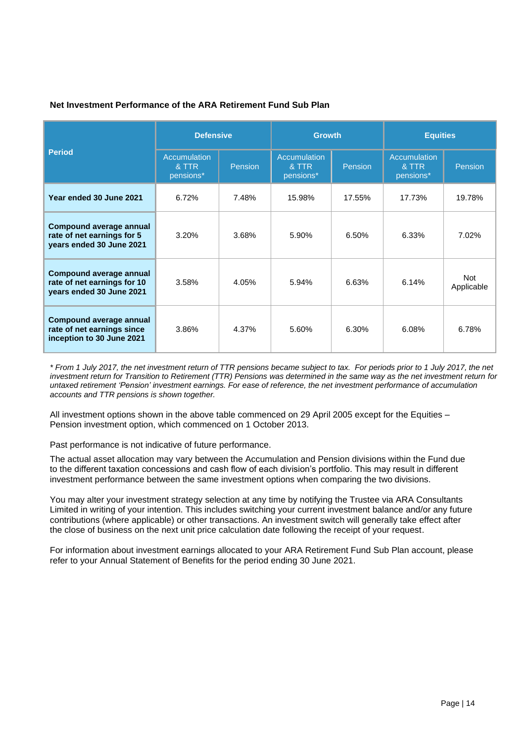**Net Investment Performance of the ARA Retirement Fund Sub Plan**

| Period | Defensive | | Growth | | Equities | |
|---|---|---|---|---|---|---|
| | Accumulation & TTR pensions* | Pension | Accumulation & TTR pensions* | Pension | Accumulation & TTR pensions* | Pension |
| **Year ended 30 June 2021** | 6.72% | 7.48% | 15.98% | 17.55% | 17.73% | 19.78% |
| **Compound average annual rate of net earnings for 5 years ended 30 June 2021** | 3.20% | 3.68% | 5.90% | 6.50% | 6.33% | 7.02% |
| **Compound average annual rate of net earnings for 10 years ended 30 June 2021** | 3.58% | 4.05% | 5.94% | 6.63% | 6.14% | Not Applicable |
| **Compound average annual rate of net earnings since inception to 30 June 2021** | 3.86% | 4.37% | 5.60% | 6.30% | 6.08% | 6.78% |

*\* From 1 July 2017, the net investment return of TTR pensions became subject to tax. For periods prior to 1 July 2017, the net investment return for Transition to Retirement (TTR) Pensions was determined in the same way as the net investment return for untaxed retirement 'Pension' investment earnings. For ease of reference, the net investment performance of accumulation accounts and TTR pensions is shown together.*

All investment options shown in the above table commenced on 29 April 2005 except for the Equities – Pension investment option, which commenced on 1 October 2013.

Past performance is not indicative of future performance.

The actual asset allocation may vary between the Accumulation and Pension divisions within the Fund due to the different taxation concessions and cash flow of each division's portfolio. This may result in different investment performance between the same investment options when comparing the two divisions.

You may alter your investment strategy selection at any time by notifying the Trustee via ARA Consultants Limited in writing of your intention. This includes switching your current investment balance and/or any future contributions (where applicable) or other transactions. An investment switch will generally take effect after the close of business on the next unit price calculation date following the receipt of your request.

For information about investment earnings allocated to your ARA Retirement Fund Sub Plan account, please refer to your Annual Statement of Benefits for the period ending 30 June 2021.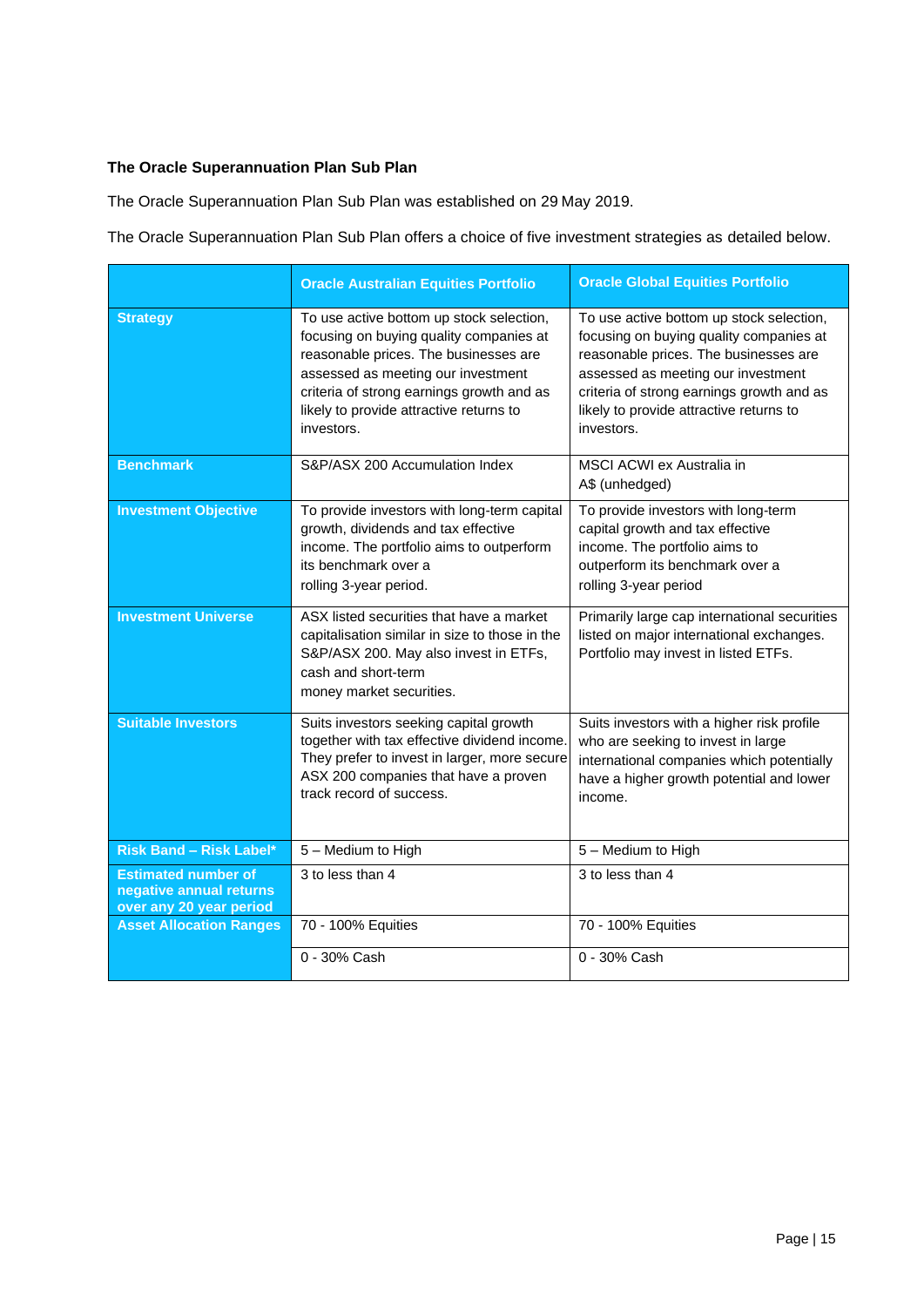**The Oracle Superannuation Plan Sub Plan**

The Oracle Superannuation Plan Sub Plan was established on 29 May 2019.

The Oracle Superannuation Plan Sub Plan offers a choice of five investment strategies as detailed below.

| | Oracle Australian Equities Portfolio | Oracle Global Equities Portfolio |
|---|---|---|
| **Strategy** | To use active bottom up stock selection, focusing on buying quality companies at reasonable prices. The businesses are assessed as meeting our investment criteria of strong earnings growth and as likely to provide attractive returns to investors. | To use active bottom up stock selection, focusing on buying quality companies at reasonable prices. The businesses are assessed as meeting our investment criteria of strong earnings growth and as likely to provide attractive returns to investors. |
| **Benchmark** | S&P/ASX 200 Accumulation Index | MSCI ACWI ex Australia in A$ (unhedged) |
| **Investment Objective** | To provide investors with long-term capital growth, dividends and tax effective income. The portfolio aims to outperform its benchmark over a rolling 3-year period. | To provide investors with long-term capital growth and tax effective income. The portfolio aims to outperform its benchmark over a rolling 3-year period |
| **Investment Universe** | ASX listed securities that have a market capitalisation similar in size to those in the S&P/ASX 200. May also invest in ETFs, cash and short-term money market securities. | Primarily large cap international securities listed on major international exchanges. Portfolio may invest in listed ETFs. |
| **Suitable Investors** | Suits investors seeking capital growth together with tax effective dividend income. They prefer to invest in larger, more secure ASX 200 companies that have a proven track record of success. | Suits investors with a higher risk profile who are seeking to invest in large international companies which potentially have a higher growth potential and lower income. |
| **Risk Band – Risk Label*** | 5 – Medium to High | 5 – Medium to High |
| **Estimated number of negative annual returns over any 20 year period** | 3 to less than 4 | 3 to less than 4 |
| **Asset Allocation Ranges** | 70 - 100% Equities | 70 - 100% Equities |
| | 0 - 30% Cash | 0 - 30% Cash |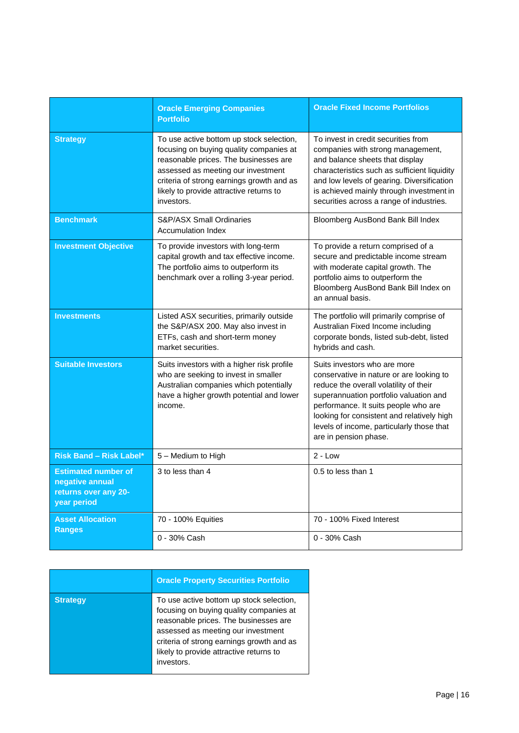| | Oracle Emerging Companies Portfolio | Oracle Fixed Income Portfolios |
|---|---|---|
| **Strategy** | To use active bottom up stock selection, focusing on buying quality companies at reasonable prices. The businesses are assessed as meeting our investment criteria of strong earnings growth and as likely to provide attractive returns to investors. | To invest in credit securities from companies with strong management, and balance sheets that display characteristics such as sufficient liquidity and low levels of gearing. Diversification is achieved mainly through investment in securities across a range of industries. |
| **Benchmark** | S&P/ASX Small Ordinaries Accumulation Index | Bloomberg AusBond Bank Bill Index |
| **Investment Objective** | To provide investors with long-term capital growth and tax effective income. The portfolio aims to outperform its benchmark over a rolling 3-year period. | To provide a return comprised of a secure and predictable income stream with moderate capital growth. The portfolio aims to outperform the Bloomberg AusBond Bank Bill Index on an annual basis. |
| **Investments** | Listed ASX securities, primarily outside the S&P/ASX 200. May also invest in ETFs, cash and short-term money market securities. | The portfolio will primarily comprise of Australian Fixed Income including corporate bonds, listed sub-debt, listed hybrids and cash. |
| **Suitable Investors** | Suits investors with a higher risk profile who are seeking to invest in smaller Australian companies which potentially have a higher growth potential and lower income. | Suits investors who are more conservative in nature or are looking to reduce the overall volatility of their superannuation portfolio valuation and performance. It suits people who are looking for consistent and relatively high levels of income, particularly those that are in pension phase. |
| **Risk Band – Risk Label*** | 5 – Medium to High | 2 - Low |
| **Estimated number of negative annual returns over any 20-year period** | 3 to less than 4 | 0.5 to less than 1 |
| **Asset Allocation Ranges** | 70 - 100% Equities | 70 - 100% Fixed Interest |
| | 0 - 30% Cash | 0 - 30% Cash |

| | Oracle Property Securities Portfolio |
|---|---|
| **Strategy** | To use active bottom up stock selection, focusing on buying quality companies at reasonable prices. The businesses are assessed as meeting our investment criteria of strong earnings growth and as likely to provide attractive returns to investors. |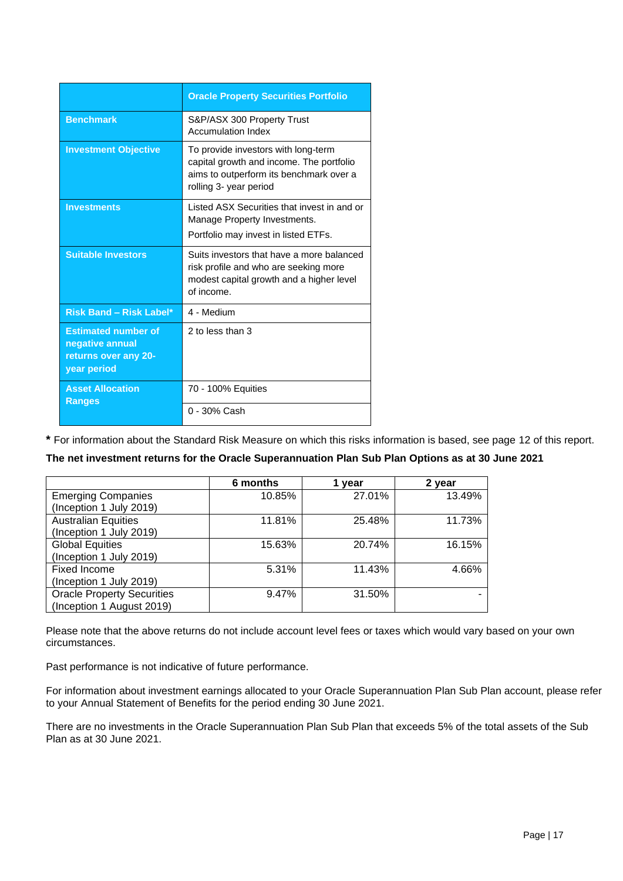| | Oracle Property Securities Portfolio |
|---|---|
| **Benchmark** | S&P/ASX 300 Property Trust Accumulation Index |
| **Investment Objective** | To provide investors with long-term capital growth and income. The portfolio aims to outperform its benchmark over a rolling 3- year period |
| **Investments** | Listed ASX Securities that invest in and or Manage Property Investments.<br>Portfolio may invest in listed ETFs. |
| **Suitable Investors** | Suits investors that have a more balanced risk profile and who are seeking more modest capital growth and a higher level of income. |
| **Risk Band – Risk Label*** | 4 - Medium |
| **Estimated number of negative annual returns over any 20-year period** | 2 to less than 3 |
| **Asset Allocation Ranges** | 70 - 100% Equities |
| | 0 - 30% Cash |

**\*** For information about the Standard Risk Measure on which this risks information is based, see page 12 of this report.

**The net investment returns for the Oracle Superannuation Plan Sub Plan Options as at 30 June 2021**

| | 6 months | 1 year | 2 year |
|---|---|---|---|
| Emerging Companies (Inception 1 July 2019) | 10.85% | 27.01% | 13.49% |
| Australian Equities (Inception 1 July 2019) | 11.81% | 25.48% | 11.73% |
| Global Equities (Inception 1 July 2019) | 15.63% | 20.74% | 16.15% |
| Fixed Income (Inception 1 July 2019) | 5.31% | 11.43% | 4.66% |
| Oracle Property Securities (Inception 1 August 2019) | 9.47% | 31.50% | - |

Please note that the above returns do not include account level fees or taxes which would vary based on your own circumstances.

Past performance is not indicative of future performance.

For information about investment earnings allocated to your Oracle Superannuation Plan Sub Plan account, please refer to your Annual Statement of Benefits for the period ending 30 June 2021.

There are no investments in the Oracle Superannuation Plan Sub Plan that exceeds 5% of the total assets of the Sub Plan as at 30 June 2021.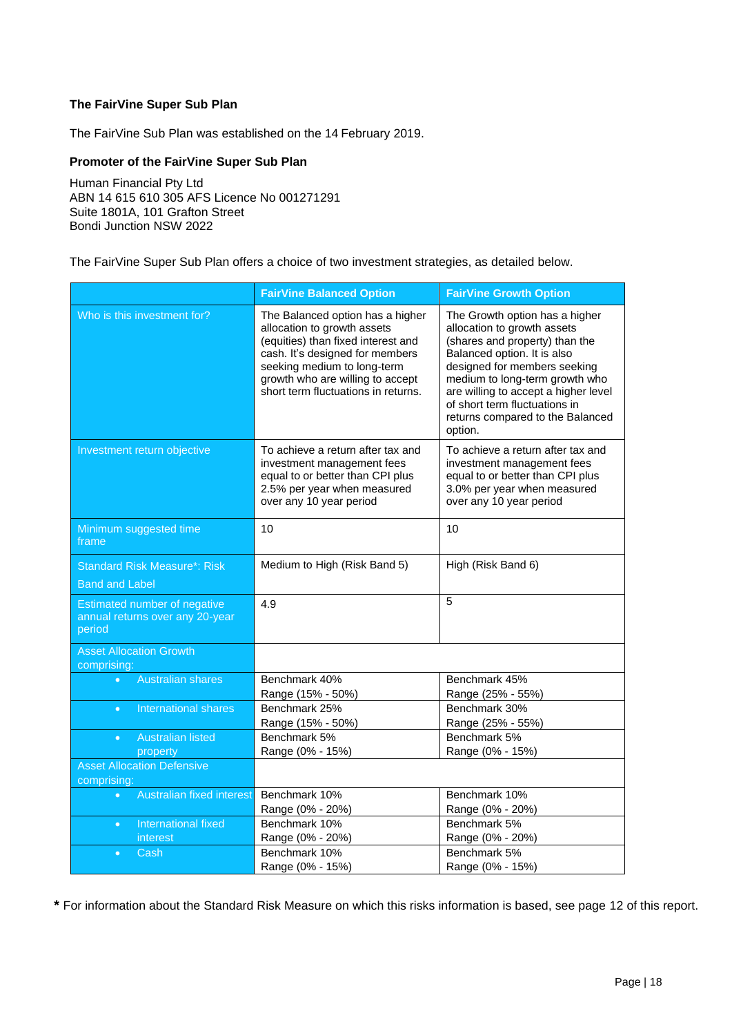### The FairVine Super Sub Plan

The FairVine Sub Plan was established on the 14 February 2019.

### Promoter of the FairVine Super Sub Plan

Human Financial Pty Ltd
ABN 14 615 610 305 AFS Licence No 001271291
Suite 1801A, 101 Grafton Street
Bondi Junction NSW 2022

The FairVine Super Sub Plan offers a choice of two investment strategies, as detailed below.

| | FairVine Balanced Option | FairVine Growth Option |
|---|---|---|
| Who is this investment for? | The Balanced option has a higher allocation to growth assets (equities) than fixed interest and cash. It's designed for members seeking medium to long-term growth who are willing to accept short term fluctuations in returns. | The Growth option has a higher allocation to growth assets (shares and property) than the Balanced option. It is also designed for members seeking medium to long-term growth who are willing to accept a higher level of short term fluctuations in returns compared to the Balanced option. |
| Investment return objective | To achieve a return after tax and investment management fees equal to or better than CPI plus 2.5% per year when measured over any 10 year period | To achieve a return after tax and investment management fees equal to or better than CPI plus 3.0% per year when measured over any 10 year period |
| Minimum suggested time frame | 10 | 10 |
| Standard Risk Measure*: Risk Band and Label | Medium to High (Risk Band 5) | High (Risk Band 6) |
| Estimated number of negative annual returns over any 20-year period | 4.9 | 5 |
| Asset Allocation Growth comprising: | | |
| • Australian shares | Benchmark 40%<br>Range (15% - 50%) | Benchmark 45%<br>Range (25% - 55%) |
| • International shares | Benchmark 25%<br>Range (15% - 50%) | Benchmark 30%<br>Range (25% - 55%) |
| • Australian listed property | Benchmark 5%<br>Range (0% - 15%) | Benchmark 5%<br>Range (0% - 15%) |
| Asset Allocation Defensive comprising: | | |
| • Australian fixed interest | Benchmark 10%<br>Range (0% - 20%) | Benchmark 10%<br>Range (0% - 20%) |
| • International fixed interest | Benchmark 10%<br>Range (0% - 20%) | Benchmark 5%<br>Range (0% - 20%) |
| • Cash | Benchmark 10%<br>Range (0% - 15%) | Benchmark 5%<br>Range (0% - 15%) |

* For information about the Standard Risk Measure on which this risks information is based, see page 12 of this report.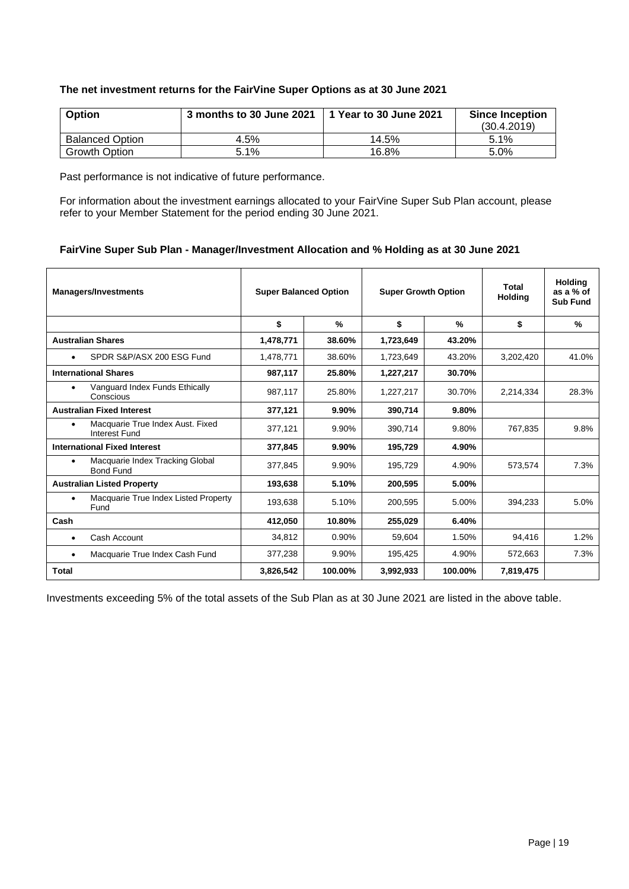**The net investment returns for the FairVine Super Options as at 30 June 2021**

| Option | 3 months to 30 June 2021 | 1 Year to 30 June 2021 | Since Inception (30.4.2019) |
|---|---|---|---|
| Balanced Option | 4.5% | 14.5% | 5.1% |
| Growth Option | 5.1% | 16.8% | 5.0% |

Past performance is not indicative of future performance.

For information about the investment earnings allocated to your FairVine Super Sub Plan account, please refer to your Member Statement for the period ending 30 June 2021.

**FairVine Super Sub Plan - Manager/Investment Allocation and % Holding as at 30 June 2021**

| Managers/Investments | Super Balanced Option | | Super Growth Option | | Total Holding | Holding as a % of Sub Fund |
|---|---|---|---|---|---|---|
| | $ | % | $ | % | $ | % |
| **Australian Shares** | **1,478,771** | **38.60%** | **1,723,649** | **43.20%** | | |
| • SPDR S&P/ASX 200 ESG Fund | 1,478,771 | 38.60% | 1,723,649 | 43.20% | 3,202,420 | 41.0% |
| **International Shares** | **987,117** | **25.80%** | **1,227,217** | **30.70%** | | |
| • Vanguard Index Funds Ethically Conscious | 987,117 | 25.80% | 1,227,217 | 30.70% | 2,214,334 | 28.3% |
| **Australian Fixed Interest** | **377,121** | **9.90%** | **390,714** | **9.80%** | | |
| • Macquarie True Index Aust. Fixed Interest Fund | 377,121 | 9.90% | 390,714 | 9.80% | 767,835 | 9.8% |
| **International Fixed Interest** | **377,845** | **9.90%** | **195,729** | **4.90%** | | |
| • Macquarie Index Tracking Global Bond Fund | 377,845 | 9.90% | 195,729 | 4.90% | 573,574 | 7.3% |
| **Australian Listed Property** | **193,638** | **5.10%** | **200,595** | **5.00%** | | |
| • Macquarie True Index Listed Property Fund | 193,638 | 5.10% | 200,595 | 5.00% | 394,233 | 5.0% |
| **Cash** | **412,050** | **10.80%** | **255,029** | **6.40%** | | |
| • Cash Account | 34,812 | 0.90% | 59,604 | 1.50% | 94,416 | 1.2% |
| • Macquarie True Index Cash Fund | 377,238 | 9.90% | 195,425 | 4.90% | 572,663 | 7.3% |
| **Total** | **3,826,542** | **100.00%** | **3,992,933** | **100.00%** | **7,819,475** | |

Investments exceeding 5% of the total assets of the Sub Plan as at 30 June 2021 are listed in the above table.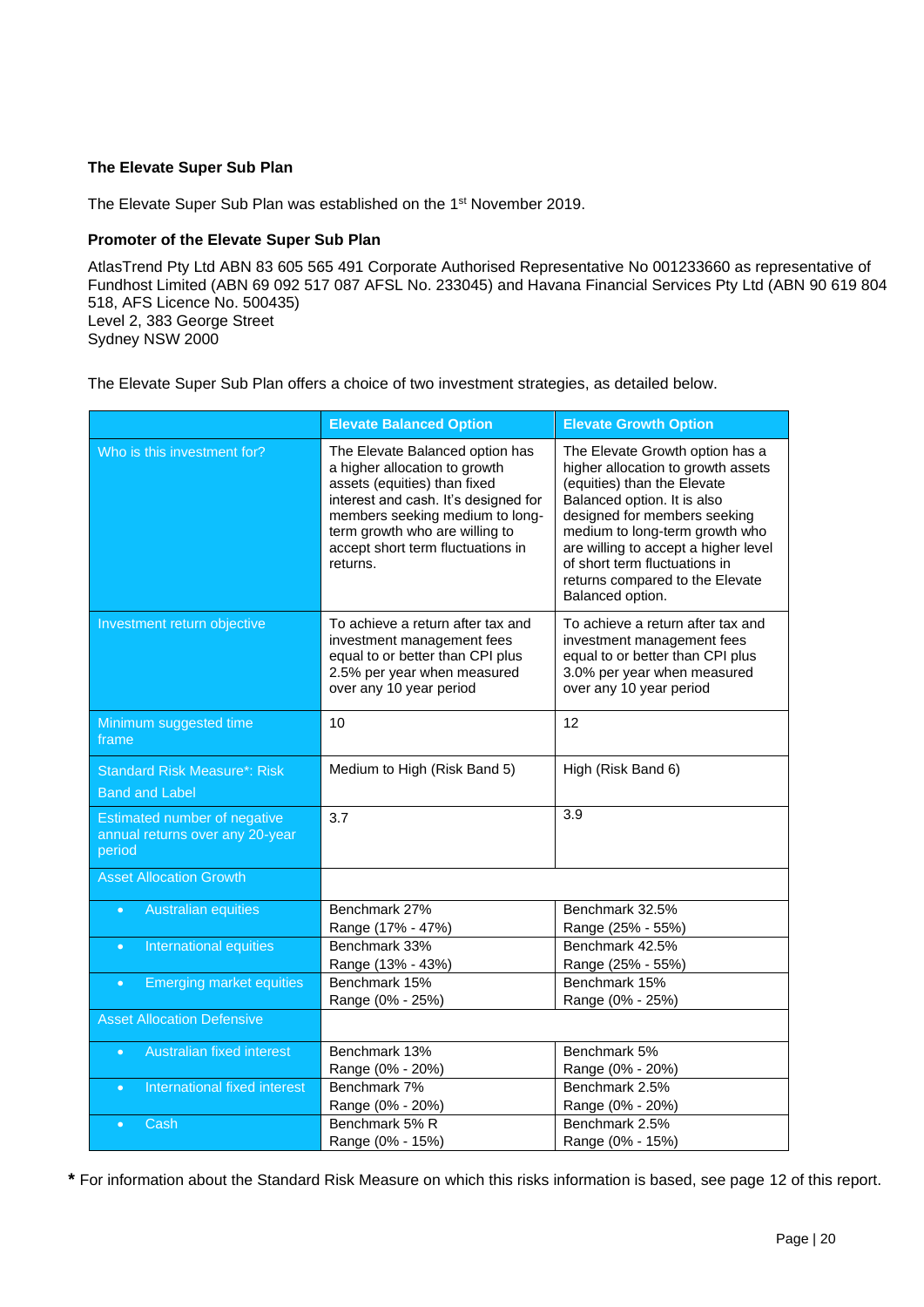**The Elevate Super Sub Plan**

The Elevate Super Sub Plan was established on the 1st November 2019.

**Promoter of the Elevate Super Sub Plan**

AtlasTrend Pty Ltd ABN 83 605 565 491 Corporate Authorised Representative No 001233660 as representative of Fundhost Limited (ABN 69 092 517 087 AFSL No. 233045) and Havana Financial Services Pty Ltd (ABN 90 619 804 518, AFS Licence No. 500435)
Level 2, 383 George Street
Sydney NSW 2000

The Elevate Super Sub Plan offers a choice of two investment strategies, as detailed below.

| | Elevate Balanced Option | Elevate Growth Option |
|---|---|---|
| Who is this investment for? | The Elevate Balanced option has a higher allocation to growth assets (equities) than fixed interest and cash. It's designed for members seeking medium to long-term growth who are willing to accept short term fluctuations in returns. | The Elevate Growth option has a higher allocation to growth assets (equities) than the Elevate Balanced option. It is also designed for members seeking medium to long-term growth who are willing to accept a higher level of short term fluctuations in returns compared to the Elevate Balanced option. |
| Investment return objective | To achieve a return after tax and investment management fees equal to or better than CPI plus 2.5% per year when measured over any 10 year period | To achieve a return after tax and investment management fees equal to or better than CPI plus 3.0% per year when measured over any 10 year period |
| Minimum suggested time frame | 10 | 12 |
| Standard Risk Measure*: Risk Band and Label | Medium to High (Risk Band 5) | High (Risk Band 6) |
| Estimated number of negative annual returns over any 20-year period | 3.7 | 3.9 |
| Asset Allocation Growth | | |
| • Australian equities | Benchmark 27%<br>Range (17% - 47%) | Benchmark 32.5%<br>Range (25% - 55%) |
| • International equities | Benchmark 33%<br>Range (13% - 43%) | Benchmark 42.5%<br>Range (25% - 55%) |
| • Emerging market equities | Benchmark 15%<br>Range (0% - 25%) | Benchmark 15%<br>Range (0% - 25%) |
| Asset Allocation Defensive | | |
| • Australian fixed interest | Benchmark 13%<br>Range (0% - 20%) | Benchmark 5%<br>Range (0% - 20%) |
| • International fixed interest | Benchmark 7%<br>Range (0% - 20%) | Benchmark 2.5%<br>Range (0% - 20%) |
| • Cash | Benchmark 5% R<br>Range (0% - 15%) | Benchmark 2.5%<br>Range (0% - 15%) |

* For information about the Standard Risk Measure on which this risks information is based, see page 12 of this report.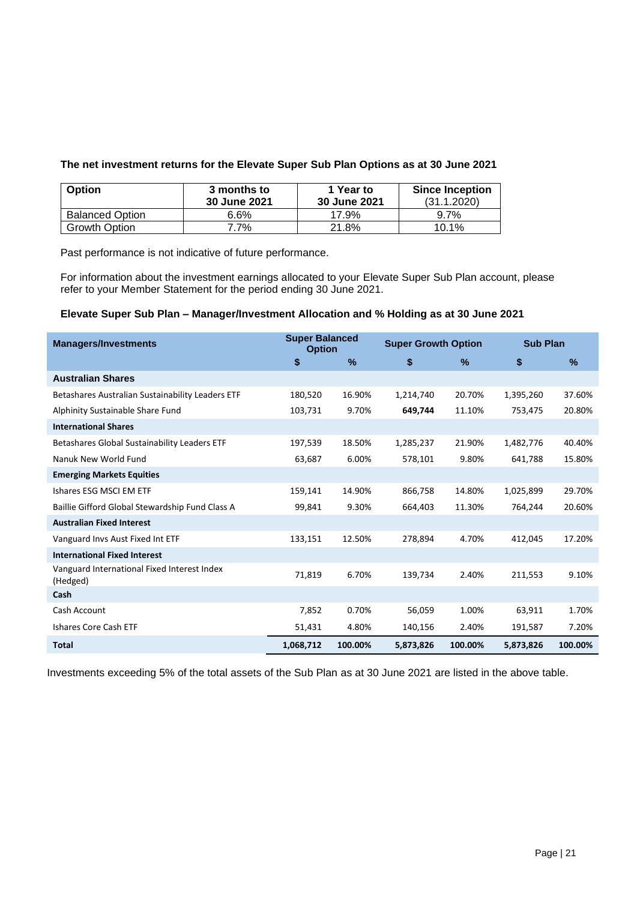**The net investment returns for the Elevate Super Sub Plan Options as at 30 June 2021**

| Option | 3 months to 30 June 2021 | 1 Year to 30 June 2021 | Since Inception (31.1.2020) |
|---|---|---|---|
| Balanced Option | 6.6% | 17.9% | 9.7% |
| Growth Option | 7.7% | 21.8% | 10.1% |

Past performance is not indicative of future performance.

For information about the investment earnings allocated to your Elevate Super Sub Plan account, please refer to your Member Statement for the period ending 30 June 2021.

**Elevate Super Sub Plan – Manager/Investment Allocation and % Holding as at 30 June 2021**

| Managers/Investments | Super Balanced Option | | Super Growth Option | | Sub Plan | |
|---|---|---|---|---|---|---|
| | $ | % | $ | % | $ | % |
| **Australian Shares** | | | | | | |
| Betashares Australian Sustainability Leaders ETF | 180,520 | 16.90% | 1,214,740 | 20.70% | 1,395,260 | 37.60% |
| Alphinity Sustainable Share Fund | 103,731 | 9.70% | **649,744** | 11.10% | 753,475 | 20.80% |
| **International Shares** | | | | | | |
| Betashares Global Sustainability Leaders ETF | 197,539 | 18.50% | 1,285,237 | 21.90% | 1,482,776 | 40.40% |
| Nanuk New World Fund | 63,687 | 6.00% | 578,101 | 9.80% | 641,788 | 15.80% |
| **Emerging Markets Equities** | | | | | | |
| Ishares ESG MSCI EM ETF | 159,141 | 14.90% | 866,758 | 14.80% | 1,025,899 | 29.70% |
| Baillie Gifford Global Stewardship Fund Class A | 99,841 | 9.30% | 664,403 | 11.30% | 764,244 | 20.60% |
| **Australian Fixed Interest** | | | | | | |
| Vanguard Invs Aust Fixed Int ETF | 133,151 | 12.50% | 278,894 | 4.70% | 412,045 | 17.20% |
| **International Fixed Interest** | | | | | | |
| Vanguard International Fixed Interest Index (Hedged) | 71,819 | 6.70% | 139,734 | 2.40% | 211,553 | 9.10% |
| **Cash** | | | | | | |
| Cash Account | 7,852 | 0.70% | 56,059 | 1.00% | 63,911 | 1.70% |
| Ishares Core Cash ETF | 51,431 | 4.80% | 140,156 | 2.40% | 191,587 | 7.20% |
| **Total** | **1,068,712** | **100.00%** | **5,873,826** | **100.00%** | **5,873,826** | **100.00%** |

Investments exceeding 5% of the total assets of the Sub Plan as at 30 June 2021 are listed in the above table.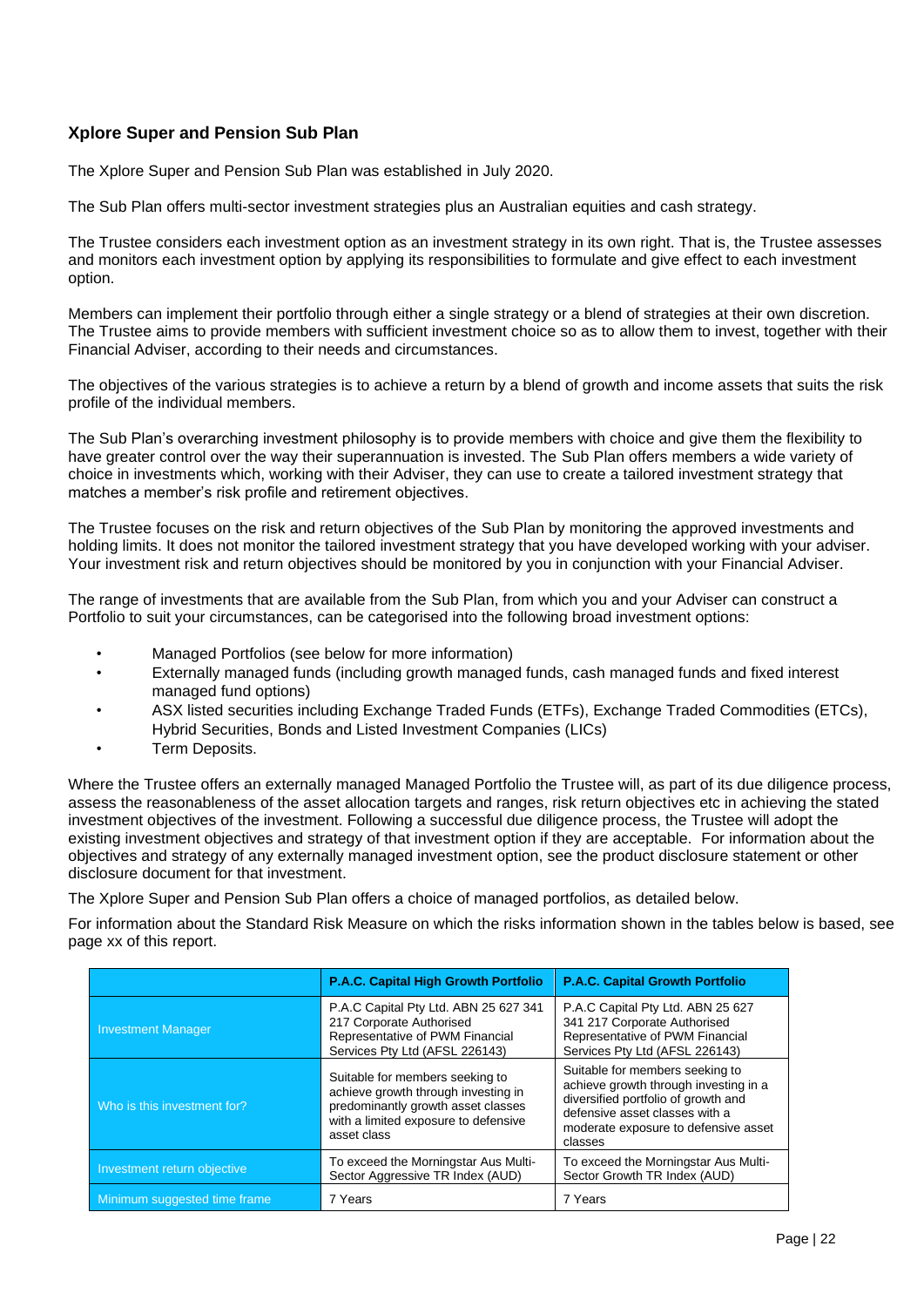## Xplore Super and Pension Sub Plan

The Xplore Super and Pension Sub Plan was established in July 2020.

The Sub Plan offers multi-sector investment strategies plus an Australian equities and cash strategy.

The Trustee considers each investment option as an investment strategy in its own right. That is, the Trustee assesses and monitors each investment option by applying its responsibilities to formulate and give effect to each investment option.

Members can implement their portfolio through either a single strategy or a blend of strategies at their own discretion. The Trustee aims to provide members with sufficient investment choice so as to allow them to invest, together with their Financial Adviser, according to their needs and circumstances.

The objectives of the various strategies is to achieve a return by a blend of growth and income assets that suits the risk profile of the individual members.

The Sub Plan's overarching investment philosophy is to provide members with choice and give them the flexibility to have greater control over the way their superannuation is invested. The Sub Plan offers members a wide variety of choice in investments which, working with their Adviser, they can use to create a tailored investment strategy that matches a member's risk profile and retirement objectives.

The Trustee focuses on the risk and return objectives of the Sub Plan by monitoring the approved investments and holding limits. It does not monitor the tailored investment strategy that you have developed working with your adviser. Your investment risk and return objectives should be monitored by you in conjunction with your Financial Adviser.

The range of investments that are available from the Sub Plan, from which you and your Adviser can construct a Portfolio to suit your circumstances, can be categorised into the following broad investment options:

- Managed Portfolios (see below for more information)
- Externally managed funds (including growth managed funds, cash managed funds and fixed interest managed fund options)
- ASX listed securities including Exchange Traded Funds (ETFs), Exchange Traded Commodities (ETCs), Hybrid Securities, Bonds and Listed Investment Companies (LICs)
- Term Deposits.

Where the Trustee offers an externally managed Managed Portfolio the Trustee will, as part of its due diligence process, assess the reasonableness of the asset allocation targets and ranges, risk return objectives etc in achieving the stated investment objectives of the investment. Following a successful due diligence process, the Trustee will adopt the existing investment objectives and strategy of that investment option if they are acceptable. For information about the objectives and strategy of any externally managed investment option, see the product disclosure statement or other disclosure document for that investment.

The Xplore Super and Pension Sub Plan offers a choice of managed portfolios, as detailed below.

For information about the Standard Risk Measure on which the risks information shown in the tables below is based, see page xx of this report.

| | P.A.C. Capital High Growth Portfolio | P.A.C. Capital Growth Portfolio |
|---|---|---|
| Investment Manager | P.A.C Capital Pty Ltd. ABN 25 627 341 217 Corporate Authorised Representative of PWM Financial Services Pty Ltd (AFSL 226143) | P.A.C Capital Pty Ltd. ABN 25 627 341 217 Corporate Authorised Representative of PWM Financial Services Pty Ltd (AFSL 226143) |
| Who is this investment for? | Suitable for members seeking to achieve growth through investing in predominantly growth asset classes with a limited exposure to defensive asset class | Suitable for members seeking to achieve growth through investing in a diversified portfolio of growth and defensive asset classes with a moderate exposure to defensive asset classes |
| Investment return objective | To exceed the Morningstar Aus Multi-Sector Aggressive TR Index (AUD) | To exceed the Morningstar Aus Multi-Sector Growth TR Index (AUD) |
| Minimum suggested time frame | 7 Years | 7 Years |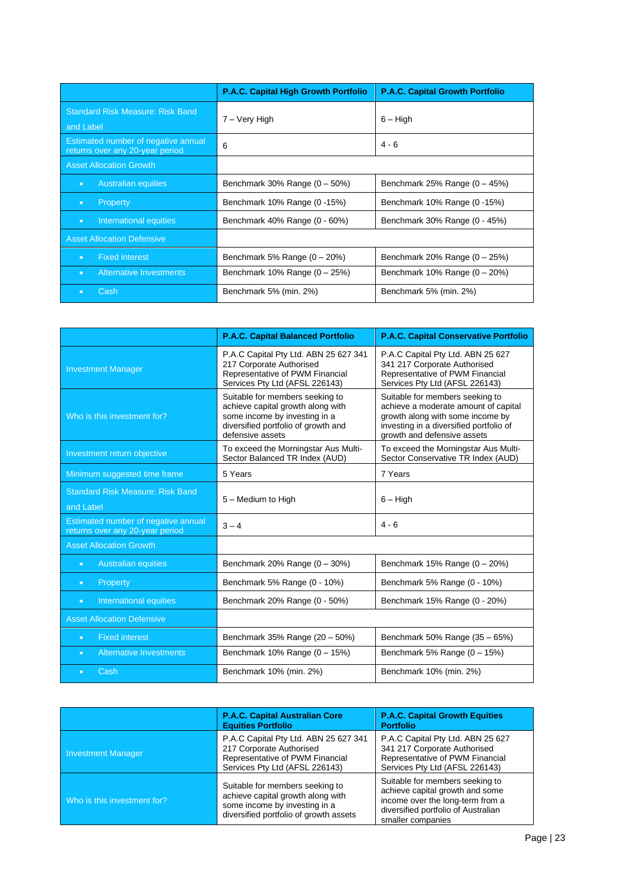| | P.A.C. Capital High Growth Portfolio | P.A.C. Capital Growth Portfolio |
|---|---|---|
| Standard Risk Measure: Risk Band and Label | 7 – Very High | 6 – High |
| Estimated number of negative annual returns over any 20-year period | 6 | 4 - 6 |
| Asset Allocation Growth | | |
| • Australian equities | Benchmark 30% Range (0 – 50%) | Benchmark 25% Range (0 – 45%) |
| • Property | Benchmark 10% Range (0 -15%) | Benchmark 10% Range (0 -15%) |
| • International equities | Benchmark 40% Range (0 - 60%) | Benchmark 30% Range (0 - 45%) |
| Asset Allocation Defensive | | |
| • Fixed interest | Benchmark 5% Range (0 – 20%) | Benchmark 20% Range (0 – 25%) |
| • Alternative Investments | Benchmark 10% Range (0 – 25%) | Benchmark 10% Range (0 – 20%) |
| • Cash | Benchmark 5% (min. 2%) | Benchmark 5% (min. 2%) |

| | P.A.C. Capital Balanced Portfolio | P.A.C. Capital Conservative Portfolio |
|---|---|---|
| Investment Manager | P.A.C Capital Pty Ltd. ABN 25 627 341 217 Corporate Authorised Representative of PWM Financial Services Pty Ltd (AFSL 226143) | P.A.C Capital Pty Ltd. ABN 25 627 341 217 Corporate Authorised Representative of PWM Financial Services Pty Ltd (AFSL 226143) |
| Who is this investment for? | Suitable for members seeking to achieve capital growth along with some income by investing in a diversified portfolio of growth and defensive assets | Suitable for members seeking to achieve a moderate amount of capital growth along with some income by investing in a diversified portfolio of growth and defensive assets |
| Investment return objective | To exceed the Morningstar Aus Multi-Sector Balanced TR Index (AUD) | To exceed the Morningstar Aus Multi-Sector Conservative TR Index (AUD) |
| Minimum suggested time frame | 5 Years | 7 Years |
| Standard Risk Measure: Risk Band and Label | 5 – Medium to High | 6 – High |
| Estimated number of negative annual returns over any 20-year period | 3 – 4 | 4 - 6 |
| Asset Allocation Growth | | |
| • Australian equities | Benchmark 20% Range (0 – 30%) | Benchmark 15% Range (0 – 20%) |
| • Property | Benchmark 5% Range (0 - 10%) | Benchmark 5% Range (0 - 10%) |
| • International equities | Benchmark 20% Range (0 - 50%) | Benchmark 15% Range (0 - 20%) |
| Asset Allocation Defensive | | |
| • Fixed interest | Benchmark 35% Range (20 – 50%) | Benchmark 50% Range (35 – 65%) |
| • Alternative Investments | Benchmark 10% Range (0 – 15%) | Benchmark 5% Range (0 – 15%) |
| • Cash | Benchmark 10% (min. 2%) | Benchmark 10% (min. 2%) |

| | P.A.C. Capital Australian Core Equities Portfolio | P.A.C. Capital Growth Equities Portfolio |
|---|---|---|
| Investment Manager | P.A.C Capital Pty Ltd. ABN 25 627 341 217 Corporate Authorised Representative of PWM Financial Services Pty Ltd (AFSL 226143) | P.A.C Capital Pty Ltd. ABN 25 627 341 217 Corporate Authorised Representative of PWM Financial Services Pty Ltd (AFSL 226143) |
| Who is this investment for? | Suitable for members seeking to achieve capital growth along with some income by investing in a diversified portfolio of growth assets | Suitable for members seeking to achieve capital growth and some income over the long-term from a diversified portfolio of Australian smaller companies |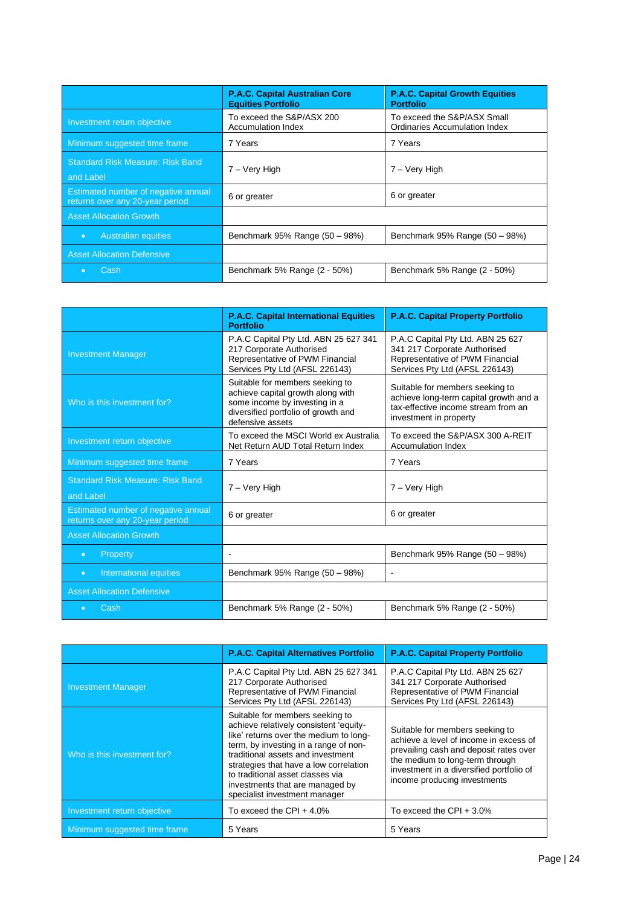| | P.A.C. Capital Australian Core Equities Portfolio | P.A.C. Capital Growth Equities Portfolio |
|---|---|---|
| Investment return objective | To exceed the S&P/ASX 200 Accumulation Index | To exceed the S&P/ASX Small Ordinaries Accumulation Index |
| Minimum suggested time frame | 7 Years | 7 Years |
| Standard Risk Measure: Risk Band and Label | 7 – Very High | 7 – Very High |
| Estimated number of negative annual returns over any 20-year period | 6 or greater | 6 or greater |
| Asset Allocation Growth | | |
| • Australian equities | Benchmark 95% Range (50 – 98%) | Benchmark 95% Range (50 – 98%) |
| Asset Allocation Defensive | | |
| • Cash | Benchmark 5% Range (2 - 50%) | Benchmark 5% Range (2 - 50%) |

| | P.A.C. Capital International Equities Portfolio | P.A.C. Capital Property Portfolio |
|---|---|---|
| Investment Manager | P.A.C Capital Pty Ltd. ABN 25 627 341 217 Corporate Authorised Representative of PWM Financial Services Pty Ltd (AFSL 226143) | P.A.C Capital Pty Ltd. ABN 25 627 341 217 Corporate Authorised Representative of PWM Financial Services Pty Ltd (AFSL 226143) |
| Who is this investment for? | Suitable for members seeking to achieve capital growth along with some income by investing in a diversified portfolio of growth and defensive assets | Suitable for members seeking to achieve long-term capital growth and a tax-effective income stream from an investment in property |
| Investment return objective | To exceed the MSCI World ex Australia Net Return AUD Total Return Index | To exceed the S&P/ASX 300 A-REIT Accumulation Index |
| Minimum suggested time frame | 7 Years | 7 Years |
| Standard Risk Measure: Risk Band and Label | 7 – Very High | 7 – Very High |
| Estimated number of negative annual returns over any 20-year period | 6 or greater | 6 or greater |
| Asset Allocation Growth | | |
| • Property | - | Benchmark 95% Range (50 – 98%) |
| • International equities | Benchmark 95% Range (50 – 98%) | - |
| Asset Allocation Defensive | | |
| • Cash | Benchmark 5% Range (2 - 50%) | Benchmark 5% Range (2 - 50%) |

| | P.A.C. Capital Alternatives Portfolio | P.A.C. Capital Property Portfolio |
|---|---|---|
| Investment Manager | P.A.C Capital Pty Ltd. ABN 25 627 341 217 Corporate Authorised Representative of PWM Financial Services Pty Ltd (AFSL 226143) | P.A.C Capital Pty Ltd. ABN 25 627 341 217 Corporate Authorised Representative of PWM Financial Services Pty Ltd (AFSL 226143) |
| Who is this investment for? | Suitable for members seeking to achieve relatively consistent 'equity-like' returns over the medium to long-term, by investing in a range of non-traditional assets and investment strategies that have a low correlation to traditional asset classes via investments that are managed by specialist investment manager | Suitable for members seeking to achieve a level of income in excess of prevailing cash and deposit rates over the medium to long-term through investment in a diversified portfolio of income producing investments |
| Investment return objective | To exceed the CPI + 4.0% | To exceed the CPI + 3.0% |
| Minimum suggested time frame | 5 Years | 5 Years |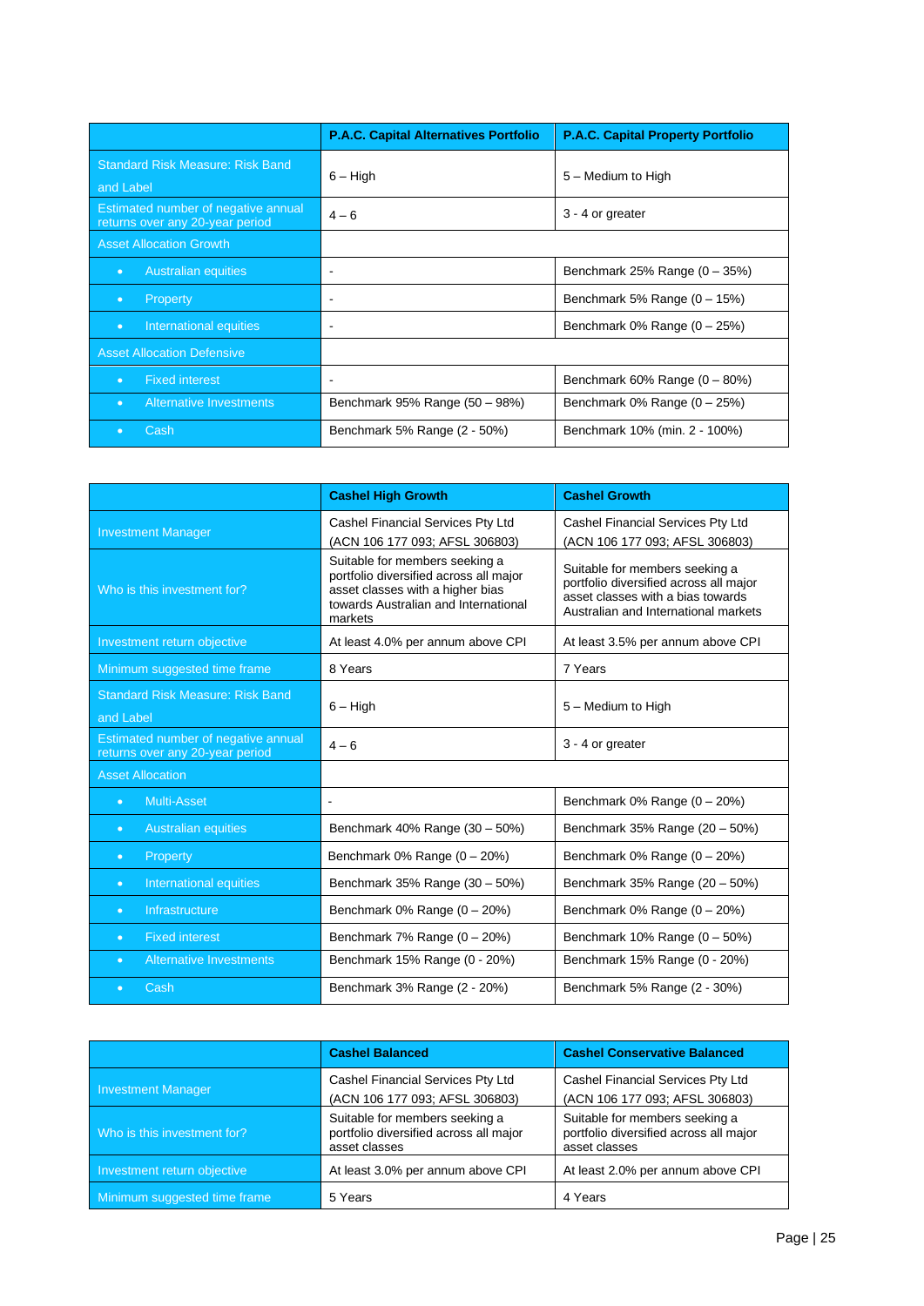| | P.A.C. Capital Alternatives Portfolio | P.A.C. Capital Property Portfolio |
|---|---|---|
| Standard Risk Measure: Risk Band and Label | 6 – High | 5 – Medium to High |
| Estimated number of negative annual returns over any 20-year period | 4 – 6 | 3 - 4 or greater |
| Asset Allocation Growth | | |
| • Australian equities | - | Benchmark 25% Range (0 – 35%) |
| • Property | - | Benchmark 5% Range (0 – 15%) |
| • International equities | - | Benchmark 0% Range (0 – 25%) |
| Asset Allocation Defensive | | |
| • Fixed interest | - | Benchmark 60% Range (0 – 80%) |
| • Alternative Investments | Benchmark 95% Range (50 – 98%) | Benchmark 0% Range (0 – 25%) |
| • Cash | Benchmark 5% Range (2 - 50%) | Benchmark 10% (min. 2 - 100%) |

| | Cashel High Growth | Cashel Growth |
|---|---|---|
| Investment Manager | Cashel Financial Services Pty Ltd (ACN 106 177 093; AFSL 306803) | Cashel Financial Services Pty Ltd (ACN 106 177 093; AFSL 306803) |
| Who is this investment for? | Suitable for members seeking a portfolio diversified across all major asset classes with a higher bias towards Australian and International markets | Suitable for members seeking a portfolio diversified across all major asset classes with a bias towards Australian and International markets |
| Investment return objective | At least 4.0% per annum above CPI | At least 3.5% per annum above CPI |
| Minimum suggested time frame | 8 Years | 7 Years |
| Standard Risk Measure: Risk Band and Label | 6 – High | 5 – Medium to High |
| Estimated number of negative annual returns over any 20-year period | 4 – 6 | 3 - 4 or greater |
| Asset Allocation | | |
| • Multi-Asset | - | Benchmark 0% Range (0 – 20%) |
| • Australian equities | Benchmark 40% Range (30 – 50%) | Benchmark 35% Range (20 – 50%) |
| • Property | Benchmark 0% Range (0 – 20%) | Benchmark 0% Range (0 – 20%) |
| • International equities | Benchmark 35% Range (30 – 50%) | Benchmark 35% Range (20 – 50%) |
| • Infrastructure | Benchmark 0% Range (0 – 20%) | Benchmark 0% Range (0 – 20%) |
| • Fixed interest | Benchmark 7% Range (0 – 20%) | Benchmark 10% Range (0 – 50%) |
| • Alternative Investments | Benchmark 15% Range (0 - 20%) | Benchmark 15% Range (0 - 20%) |
| • Cash | Benchmark 3% Range (2 - 20%) | Benchmark 5% Range (2 - 30%) |

| | Cashel Balanced | Cashel Conservative Balanced |
|---|---|---|
| Investment Manager | Cashel Financial Services Pty Ltd (ACN 106 177 093; AFSL 306803) | Cashel Financial Services Pty Ltd (ACN 106 177 093; AFSL 306803) |
| Who is this investment for? | Suitable for members seeking a portfolio diversified across all major asset classes | Suitable for members seeking a portfolio diversified across all major asset classes |
| Investment return objective | At least 3.0% per annum above CPI | At least 2.0% per annum above CPI |
| Minimum suggested time frame | 5 Years | 4 Years |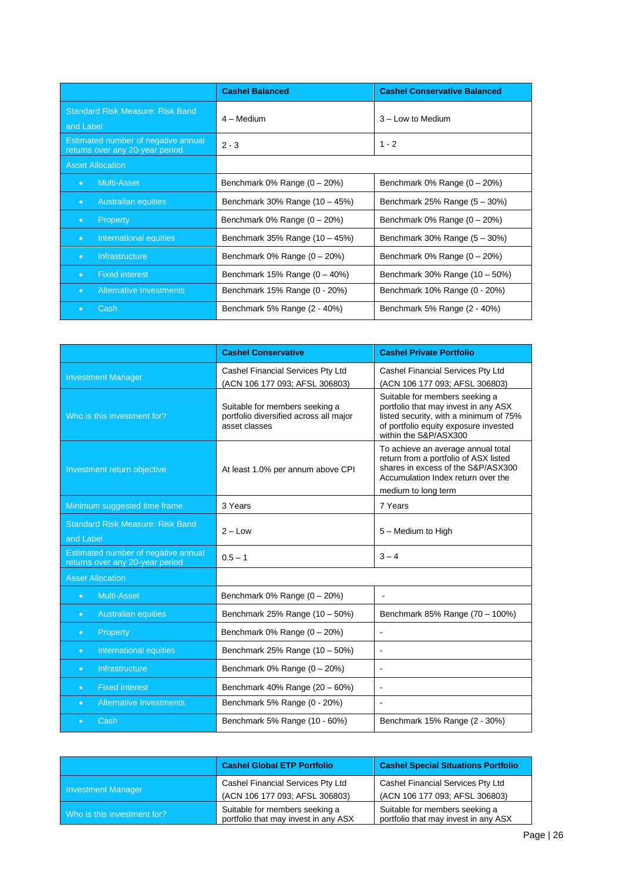| | Cashel Balanced | Cashel Conservative Balanced |
|---|---|---|
| Standard Risk Measure: Risk Band and Label | 4 – Medium | 3 – Low to Medium |
| Estimated number of negative annual returns over any 20-year period | 2 - 3 | 1 - 2 |
| Asset Allocation | | |
| • Multi-Asset | Benchmark 0% Range (0 – 20%) | Benchmark 0% Range (0 – 20%) |
| • Australian equities | Benchmark 30% Range (10 – 45%) | Benchmark 25% Range (5 – 30%) |
| • Property | Benchmark 0% Range (0 – 20%) | Benchmark 0% Range (0 – 20%) |
| • International equities | Benchmark 35% Range (10 – 45%) | Benchmark 30% Range (5 – 30%) |
| • Infrastructure | Benchmark 0% Range (0 – 20%) | Benchmark 0% Range (0 – 20%) |
| • Fixed interest | Benchmark 15% Range (0 – 40%) | Benchmark 30% Range (10 – 50%) |
| • Alternative Investments | Benchmark 15% Range (0 - 20%) | Benchmark 10% Range (0 - 20%) |
| • Cash | Benchmark 5% Range (2 - 40%) | Benchmark 5% Range (2 - 40%) |

| | Cashel Conservative | Cashel Private Portfolio |
|---|---|---|
| Investment Manager | Cashel Financial Services Pty Ltd (ACN 106 177 093; AFSL 306803) | Cashel Financial Services Pty Ltd (ACN 106 177 093; AFSL 306803) |
| Who is this investment for? | Suitable for members seeking a portfolio diversified across all major asset classes | Suitable for members seeking a portfolio that may invest in any ASX listed security, with a minimum of 75% of portfolio equity exposure invested within the S&P/ASX300 |
| Investment return objective | At least 1.0% per annum above CPI | To achieve an average annual total return from a portfolio of ASX listed shares in excess of the S&P/ASX300 Accumulation Index return over the medium to long term |
| Minimum suggested time frame | 3 Years | 7 Years |
| Standard Risk Measure: Risk Band and Label | 2 – Low | 5 – Medium to High |
| Estimated number of negative annual returns over any 20-year period | 0.5 – 1 | 3 – 4 |
| Asset Allocation | | |
| • Multi-Asset | Benchmark 0% Range (0 – 20%) | - |
| • Australian equities | Benchmark 25% Range (10 – 50%) | Benchmark 85% Range (70 – 100%) |
| • Property | Benchmark 0% Range (0 – 20%) | - |
| • International equities | Benchmark 25% Range (10 – 50%) | - |
| • Infrastructure | Benchmark 0% Range (0 – 20%) | - |
| • Fixed interest | Benchmark 40% Range (20 – 60%) | - |
| • Alternative Investments | Benchmark 5% Range (0 - 20%) | - |
| • Cash | Benchmark 5% Range (10 - 60%) | Benchmark 15% Range (2 - 30%) |

| | Cashel Global ETP Portfolio | Cashel Special Situations Portfolio |
|---|---|---|
| Investment Manager | Cashel Financial Services Pty Ltd (ACN 106 177 093; AFSL 306803) | Cashel Financial Services Pty Ltd (ACN 106 177 093; AFSL 306803) |
| Who is this investment for? | Suitable for members seeking a portfolio that may invest in any ASX | Suitable for members seeking a portfolio that may invest in any ASX |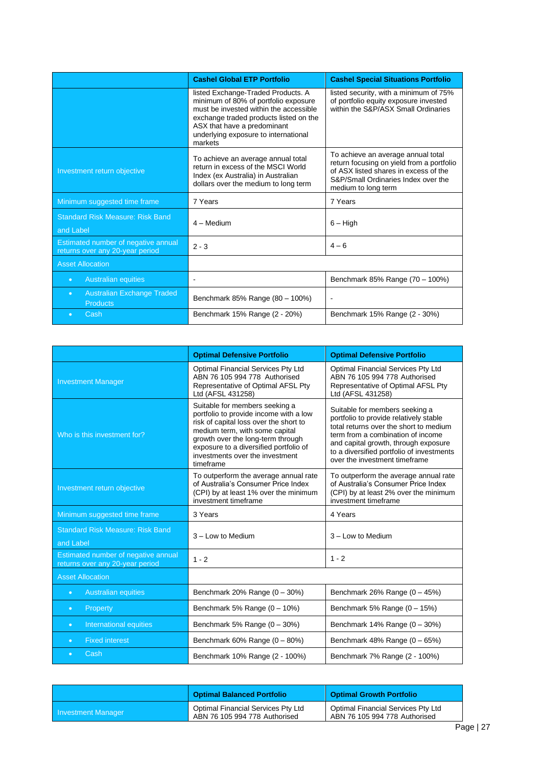| | Cashel Global ETP Portfolio | Cashel Special Situations Portfolio |
|---|---|---|
| | listed Exchange-Traded Products. A minimum of 80% of portfolio exposure must be invested within the accessible exchange traded products listed on the ASX that have a predominant underlying exposure to international markets | listed security, with a minimum of 75% of portfolio equity exposure invested within the S&P/ASX Small Ordinaries |
| Investment return objective | To achieve an average annual total return in excess of the MSCI World Index (ex Australia) in Australian dollars over the medium to long term | To achieve an average annual total return focusing on yield from a portfolio of ASX listed shares in excess of the S&P/Small Ordinaries Index over the medium to long term |
| Minimum suggested time frame | 7 Years | 7 Years |
| Standard Risk Measure: Risk Band and Label | 4 – Medium | 6 – High |
| Estimated number of negative annual returns over any 20-year period | 2 - 3 | 4 – 6 |
| Asset Allocation | | |
| • Australian equities | - | Benchmark 85% Range (70 – 100%) |
| • Australian Exchange Traded Products | Benchmark 85% Range (80 – 100%) | - |
| • Cash | Benchmark 15% Range (2 - 20%) | Benchmark 15% Range (2 - 30%) |

| | Optimal Defensive Portfolio | Optimal Defensive Portfolio |
|---|---|---|
| Investment Manager | Optimal Financial Services Pty Ltd ABN 76 105 994 778 Authorised Representative of Optimal AFSL Pty Ltd (AFSL 431258) | Optimal Financial Services Pty Ltd ABN 76 105 994 778 Authorised Representative of Optimal AFSL Pty Ltd (AFSL 431258) |
| Who is this investment for? | Suitable for members seeking a portfolio to provide income with a low risk of capital loss over the short to medium term, with some capital growth over the long-term through exposure to a diversified portfolio of investments over the investment timeframe | Suitable for members seeking a portfolio to provide relatively stable total returns over the short to medium term from a combination of income and capital growth, through exposure to a diversified portfolio of investments over the investment timeframe |
| Investment return objective | To outperform the average annual rate of Australia's Consumer Price Index (CPI) by at least 1% over the minimum investment timeframe | To outperform the average annual rate of Australia's Consumer Price Index (CPI) by at least 2% over the minimum investment timeframe |
| Minimum suggested time frame | 3 Years | 4 Years |
| Standard Risk Measure: Risk Band and Label | 3 – Low to Medium | 3 – Low to Medium |
| Estimated number of negative annual returns over any 20-year period | 1 - 2 | 1 - 2 |
| Asset Allocation | | |
| • Australian equities | Benchmark 20% Range (0 – 30%) | Benchmark 26% Range (0 – 45%) |
| • Property | Benchmark 5% Range (0 – 10%) | Benchmark 5% Range (0 – 15%) |
| • International equities | Benchmark 5% Range (0 – 30%) | Benchmark 14% Range (0 – 30%) |
| • Fixed interest | Benchmark 60% Range (0 – 80%) | Benchmark 48% Range (0 – 65%) |
| • Cash | Benchmark 10% Range (2 - 100%) | Benchmark 7% Range (2 - 100%) |

| | Optimal Balanced Portfolio | Optimal Growth Portfolio |
|---|---|---|
| Investment Manager | Optimal Financial Services Pty Ltd ABN 76 105 994 778 Authorised | Optimal Financial Services Pty Ltd ABN 76 105 994 778 Authorised |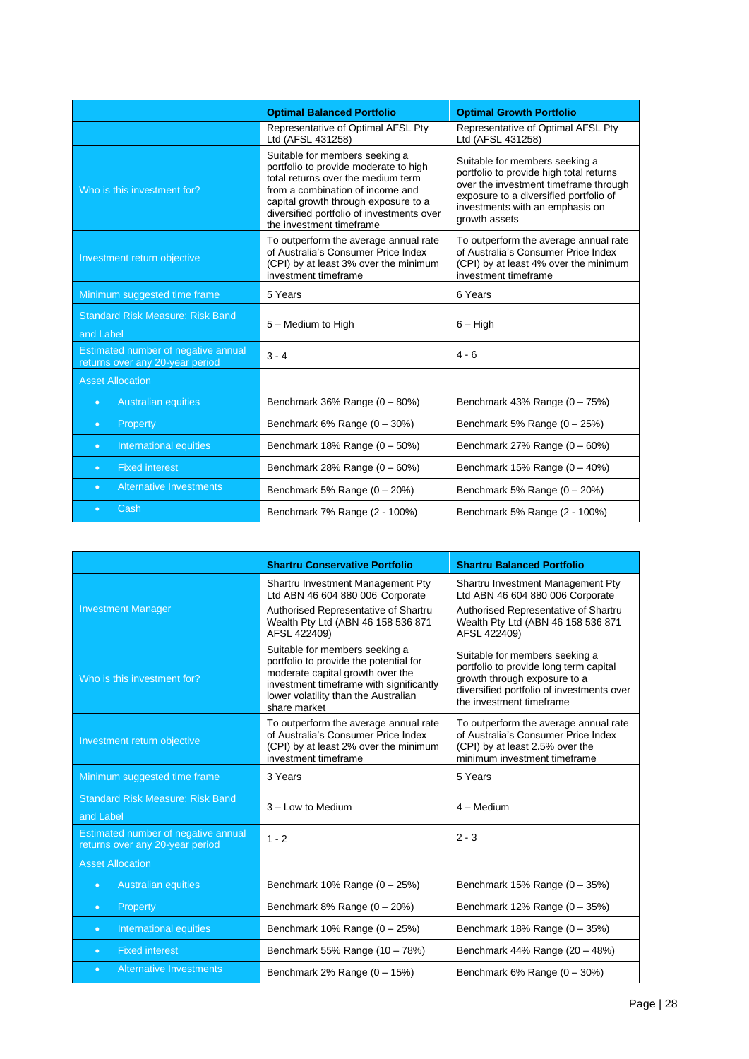| | Optimal Balanced Portfolio | Optimal Growth Portfolio |
|---|---|---|
| | Representative of Optimal AFSL Pty Ltd (AFSL 431258) | Representative of Optimal AFSL Pty Ltd (AFSL 431258) |
| Who is this investment for? | Suitable for members seeking a portfolio to provide moderate to high total returns over the medium term from a combination of income and capital growth through exposure to a diversified portfolio of investments over the investment timeframe | Suitable for members seeking a portfolio to provide high total returns over the investment timeframe through exposure to a diversified portfolio of investments with an emphasis on growth assets |
| Investment return objective | To outperform the average annual rate of Australia's Consumer Price Index (CPI) by at least 3% over the minimum investment timeframe | To outperform the average annual rate of Australia's Consumer Price Index (CPI) by at least 4% over the minimum investment timeframe |
| Minimum suggested time frame | 5 Years | 6 Years |
| Standard Risk Measure: Risk Band and Label | 5 – Medium to High | 6 – High |
| Estimated number of negative annual returns over any 20-year period | 3 - 4 | 4 - 6 |
| Asset Allocation | | |
| • Australian equities | Benchmark 36% Range (0 – 80%) | Benchmark 43% Range (0 – 75%) |
| • Property | Benchmark 6% Range (0 – 30%) | Benchmark 5% Range (0 – 25%) |
| • International equities | Benchmark 18% Range (0 – 50%) | Benchmark 27% Range (0 – 60%) |
| • Fixed interest | Benchmark 28% Range (0 – 60%) | Benchmark 15% Range (0 – 40%) |
| • Alternative Investments | Benchmark 5% Range (0 – 20%) | Benchmark 5% Range (0 – 20%) |
| • Cash | Benchmark 7% Range (2 - 100%) | Benchmark 5% Range (2 - 100%) |

| | Shartru Conservative Portfolio | Shartru Balanced Portfolio |
|---|---|---|
| Investment Manager | Shartru Investment Management Pty Ltd ABN 46 604 880 006 Corporate Authorised Representative of Shartru Wealth Pty Ltd (ABN 46 158 536 871 AFSL 422409) | Shartru Investment Management Pty Ltd ABN 46 604 880 006 Corporate Authorised Representative of Shartru Wealth Pty Ltd (ABN 46 158 536 871 AFSL 422409) |
| Who is this investment for? | Suitable for members seeking a portfolio to provide the potential for moderate capital growth over the investment timeframe with significantly lower volatility than the Australian share market | Suitable for members seeking a portfolio to provide long term capital growth through exposure to a diversified portfolio of investments over the investment timeframe |
| Investment return objective | To outperform the average annual rate of Australia's Consumer Price Index (CPI) by at least 2% over the minimum investment timeframe | To outperform the average annual rate of Australia's Consumer Price Index (CPI) by at least 2.5% over the minimum investment timeframe |
| Minimum suggested time frame | 3 Years | 5 Years |
| Standard Risk Measure: Risk Band and Label | 3 – Low to Medium | 4 – Medium |
| Estimated number of negative annual returns over any 20-year period | 1 - 2 | 2 - 3 |
| Asset Allocation | | |
| • Australian equities | Benchmark 10% Range (0 – 25%) | Benchmark 15% Range (0 – 35%) |
| • Property | Benchmark 8% Range (0 – 20%) | Benchmark 12% Range (0 – 35%) |
| • International equities | Benchmark 10% Range (0 – 25%) | Benchmark 18% Range (0 – 35%) |
| • Fixed interest | Benchmark 55% Range (10 – 78%) | Benchmark 44% Range (20 – 48%) |
| • Alternative Investments | Benchmark 2% Range (0 – 15%) | Benchmark 6% Range (0 – 30%) |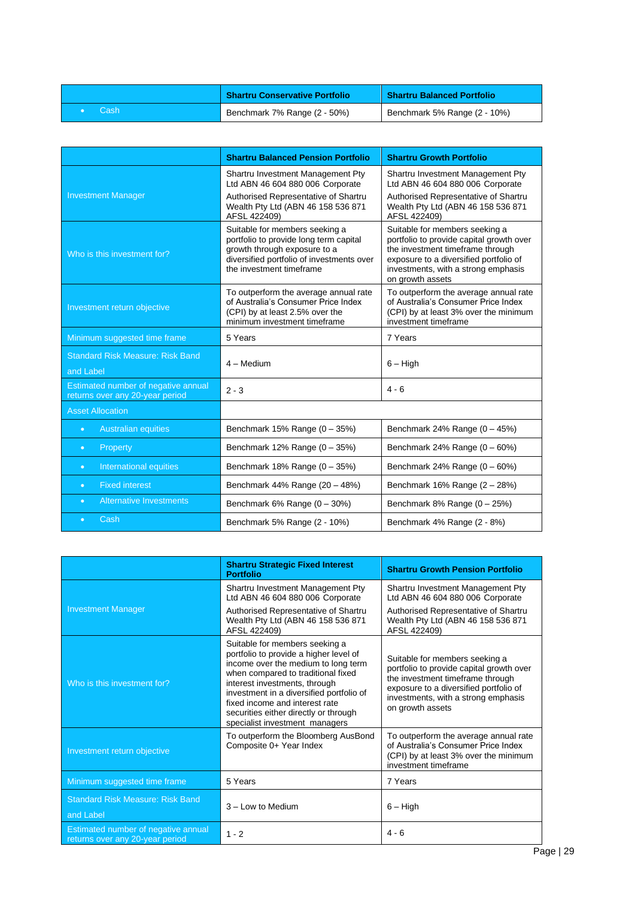| | Shartru Conservative Portfolio | Shartru Balanced Portfolio |
|---|---|---|
| • Cash | Benchmark 7% Range (2 - 50%) | Benchmark 5% Range (2 - 10%) |

| | Shartru Balanced Pension Portfolio | Shartru Growth Portfolio |
|---|---|---|
| Investment Manager | Shartru Investment Management Pty Ltd ABN 46 604 880 006 Corporate Authorised Representative of Shartru Wealth Pty Ltd (ABN 46 158 536 871 AFSL 422409) | Shartru Investment Management Pty Ltd ABN 46 604 880 006 Corporate Authorised Representative of Shartru Wealth Pty Ltd (ABN 46 158 536 871 AFSL 422409) |
| Who is this investment for? | Suitable for members seeking a portfolio to provide long term capital growth through exposure to a diversified portfolio of investments over the investment timeframe | Suitable for members seeking a portfolio to provide capital growth over the investment timeframe through exposure to a diversified portfolio of investments, with a strong emphasis on growth assets |
| Investment return objective | To outperform the average annual rate of Australia's Consumer Price Index (CPI) by at least 2.5% over the minimum investment timeframe | To outperform the average annual rate of Australia's Consumer Price Index (CPI) by at least 3% over the minimum investment timeframe |
| Minimum suggested time frame | 5 Years | 7 Years |
| Standard Risk Measure: Risk Band and Label | 4 – Medium | 6 – High |
| Estimated number of negative annual returns over any 20-year period | 2 - 3 | 4 - 6 |
| Asset Allocation | | |
| • Australian equities | Benchmark 15% Range (0 – 35%) | Benchmark 24% Range (0 – 45%) |
| • Property | Benchmark 12% Range (0 – 35%) | Benchmark 24% Range (0 – 60%) |
| • International equities | Benchmark 18% Range (0 – 35%) | Benchmark 24% Range (0 – 60%) |
| • Fixed interest | Benchmark 44% Range (20 – 48%) | Benchmark 16% Range (2 – 28%) |
| • Alternative Investments | Benchmark 6% Range (0 – 30%) | Benchmark 8% Range (0 – 25%) |
| • Cash | Benchmark 5% Range (2 - 10%) | Benchmark 4% Range (2 - 8%) |

| | Shartru Strategic Fixed Interest Portfolio | Shartru Growth Pension Portfolio |
|---|---|---|
| Investment Manager | Shartru Investment Management Pty Ltd ABN 46 604 880 006 Corporate Authorised Representative of Shartru Wealth Pty Ltd (ABN 46 158 536 871 AFSL 422409) | Shartru Investment Management Pty Ltd ABN 46 604 880 006 Corporate Authorised Representative of Shartru Wealth Pty Ltd (ABN 46 158 536 871 AFSL 422409) |
| Who is this investment for? | Suitable for members seeking a portfolio to provide a higher level of income over the medium to long term when compared to traditional fixed interest investments, through investment in a diversified portfolio of fixed income and interest rate securities either directly or through specialist investment managers | Suitable for members seeking a portfolio to provide capital growth over the investment timeframe through exposure to a diversified portfolio of investments, with a strong emphasis on growth assets |
| Investment return objective | To outperform the Bloomberg AusBond Composite 0+ Year Index | To outperform the average annual rate of Australia's Consumer Price Index (CPI) by at least 3% over the minimum investment timeframe |
| Minimum suggested time frame | 5 Years | 7 Years |
| Standard Risk Measure: Risk Band and Label | 3 – Low to Medium | 6 – High |
| Estimated number of negative annual returns over any 20-year period | 1 - 2 | 4 - 6 |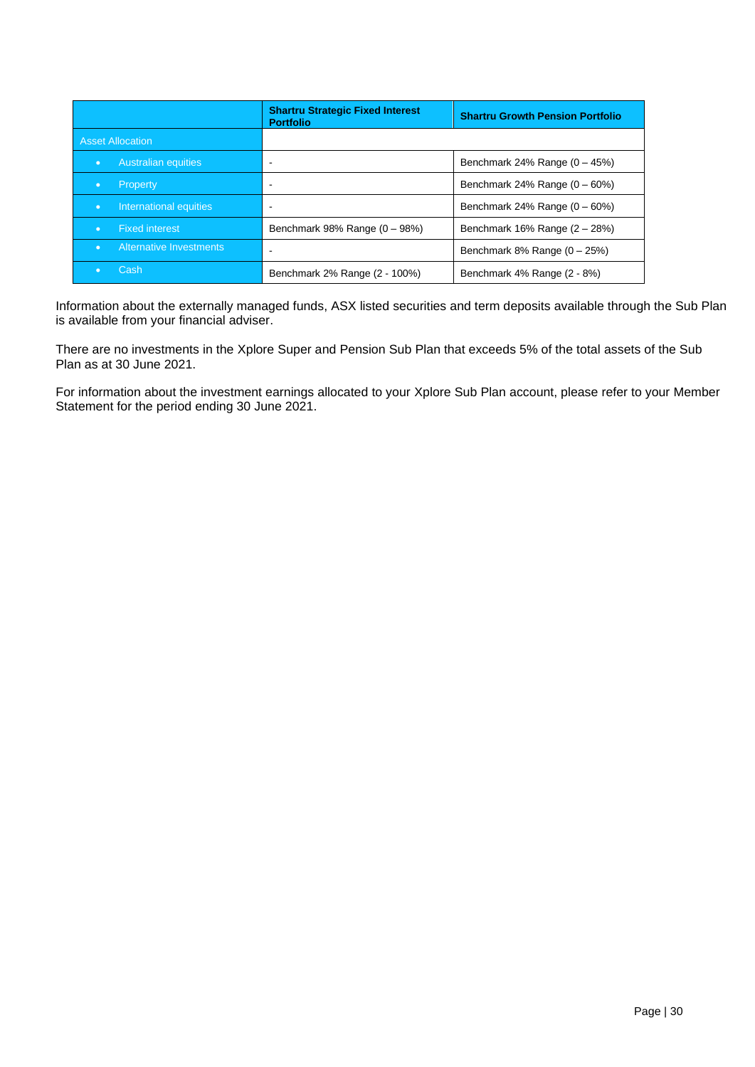| | Shartru Strategic Fixed Interest Portfolio | Shartru Growth Pension Portfolio |
|---|---|---|
| Asset Allocation | | |
| • Australian equities | - | Benchmark 24% Range (0 – 45%) |
| • Property | - | Benchmark 24% Range (0 – 60%) |
| • International equities | - | Benchmark 24% Range (0 – 60%) |
| • Fixed interest | Benchmark 98% Range (0 – 98%) | Benchmark 16% Range (2 – 28%) |
| • Alternative Investments | - | Benchmark 8% Range (0 – 25%) |
| • Cash | Benchmark 2% Range (2 - 100%) | Benchmark 4% Range (2 - 8%) |

Information about the externally managed funds, ASX listed securities and term deposits available through the Sub Plan is available from your financial adviser.

There are no investments in the Xplore Super and Pension Sub Plan that exceeds 5% of the total assets of the Sub Plan as at 30 June 2021.

For information about the investment earnings allocated to your Xplore Sub Plan account, please refer to your Member Statement for the period ending 30 June 2021.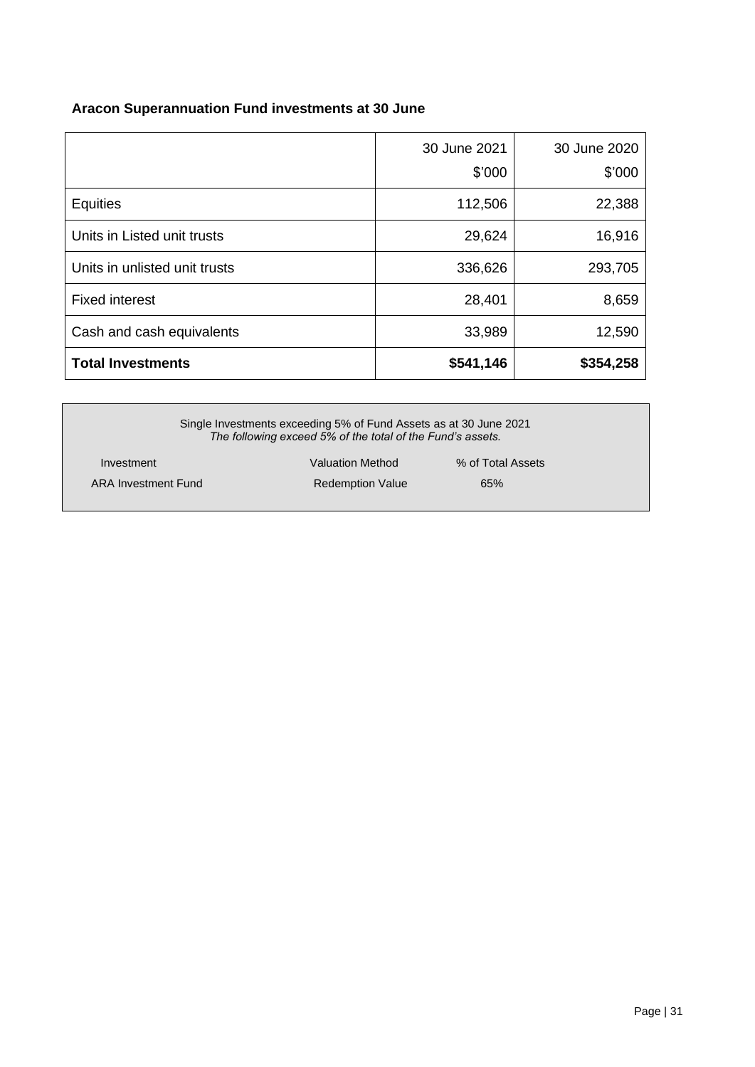**Aracon Superannuation Fund investments at 30 June**

| | 30 June 2021 $'000 | 30 June 2020 $'000 |
|---|---|---|
| Equities | 112,506 | 22,388 |
| Units in Listed unit trusts | 29,624 | 16,916 |
| Units in unlisted unit trusts | 336,626 | 293,705 |
| Fixed interest | 28,401 | 8,659 |
| Cash and cash equivalents | 33,989 | 12,590 |
| **Total Investments** | **$541,146** | **$354,258** |

Single Investments exceeding 5% of Fund Assets as at 30 June 2021
*The following exceed 5% of the total of the Fund's assets.*

| Investment | Valuation Method | % of Total Assets |
|---|---|---|
| ARA Investment Fund | Redemption Value | 65% |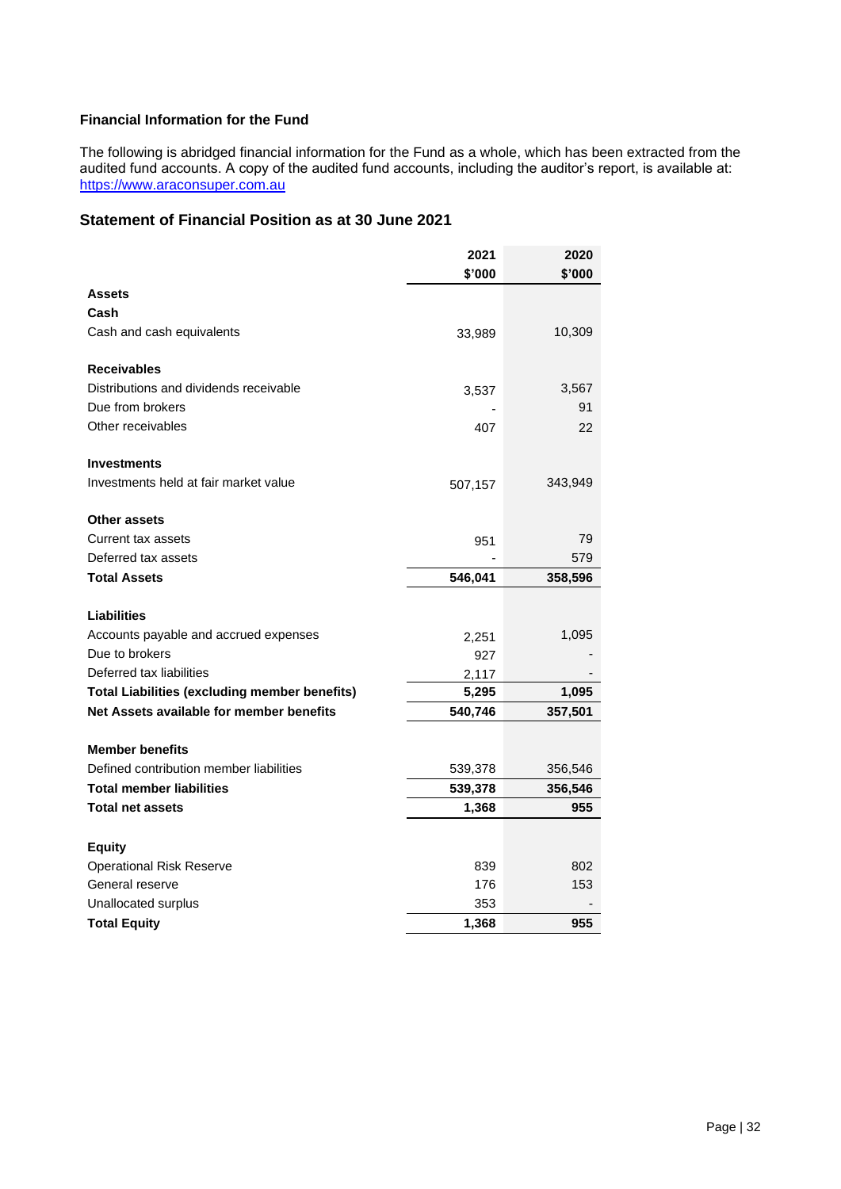### Financial Information for the Fund

The following is abridged financial information for the Fund as a whole, which has been extracted from the audited fund accounts. A copy of the audited fund accounts, including the auditor's report, is available at: [https://www.araconsuper.com.au](https://www.araconsuper.com.au)

## Statement of Financial Position as at 30 June 2021

| | 2021<br>$'000 | 2020<br>$'000 |
|---|---|---|
| **Assets** | | |
| **Cash** | | |
| Cash and cash equivalents | 33,989 | 10,309 |
| | | |
| **Receivables** | | |
| Distributions and dividends receivable | 3,537 | 3,567 |
| Due from brokers | - | 91 |
| Other receivables | 407 | 22 |
| | | |
| **Investments** | | |
| Investments held at fair market value | 507,157 | 343,949 |
| | | |
| **Other assets** | | |
| Current tax assets | 951 | 79 |
| Deferred tax assets | - | 579 |
| **Total Assets** | **546,041** | **358,596** |
| | | |
| **Liabilities** | | |
| Accounts payable and accrued expenses | 2,251 | 1,095 |
| Due to brokers | 927 | - |
| Deferred tax liabilities | 2,117 | - |
| **Total Liabilities (excluding member benefits)** | **5,295** | **1,095** |
| **Net Assets available for member benefits** | **540,746** | **357,501** |
| | | |
| **Member benefits** | | |
| Defined contribution member liabilities | 539,378 | 356,546 |
| **Total member liabilities** | **539,378** | **356,546** |
| **Total net assets** | **1,368** | **955** |
| | | |
| **Equity** | | |
| Operational Risk Reserve | 839 | 802 |
| General reserve | 176 | 153 |
| Unallocated surplus | 353 | - |
| **Total Equity** | **1,368** | **955** |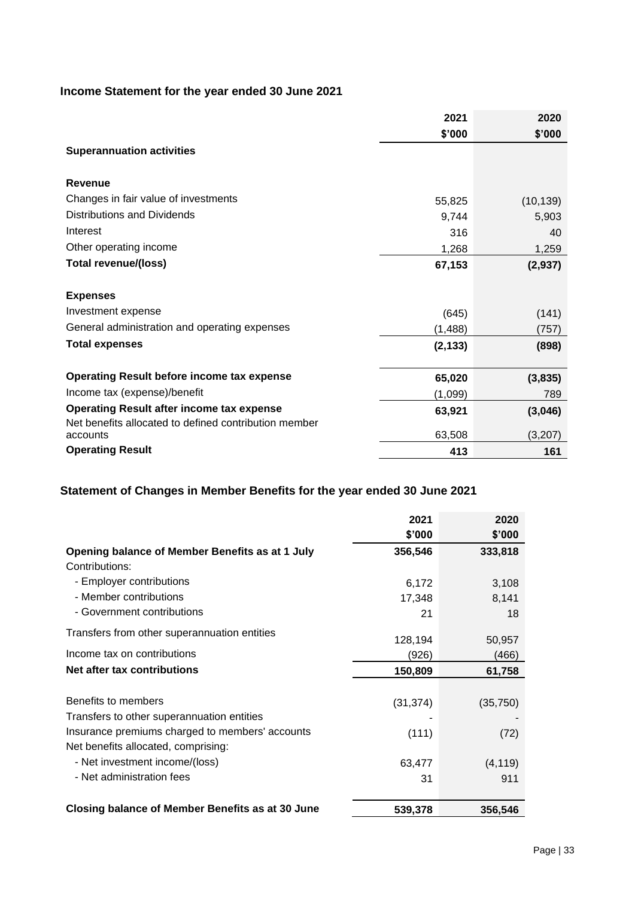## Income Statement for the year ended 30 June 2021

| | 2021 | 2020 |
|---|---|---|
| | $'000 | $'000 |
| **Superannuation activities** | | |
| | | |
| **Revenue** | | |
| Changes in fair value of investments | 55,825 | (10,139) |
| Distributions and Dividends | 9,744 | 5,903 |
| Interest | 316 | 40 |
| Other operating income | 1,268 | 1,259 |
| **Total revenue/(loss)** | **67,153** | **(2,937)** |
| | | |
| **Expenses** | | |
| Investment expense | (645) | (141) |
| General administration and operating expenses | (1,488) | (757) |
| **Total expenses** | **(2,133)** | **(898)** |
| | | |
| **Operating Result before income tax expense** | **65,020** | **(3,835)** |
| Income tax (expense)/benefit | (1,099) | 789 |
| **Operating Result after income tax expense** | **63,921** | **(3,046)** |
| Net benefits allocated to defined contribution member accounts | 63,508 | (3,207) |
| **Operating Result** | **413** | **161** |

## Statement of Changes in Member Benefits for the year ended 30 June 2021

| | 2021 | 2020 |
|---|---|---|
| | $'000 | $'000 |
| **Opening balance of Member Benefits as at 1 July** | **356,546** | **333,818** |
| Contributions: | | |
| - Employer contributions | 6,172 | 3,108 |
| - Member contributions | 17,348 | 8,141 |
| - Government contributions | 21 | 18 |
| Transfers from other superannuation entities | 128,194 | 50,957 |
| Income tax on contributions | (926) | (466) |
| **Net after tax contributions** | **150,809** | **61,758** |
| | | |
| Benefits to members | (31,374) | (35,750) |
| Transfers to other superannuation entities | - | - |
| Insurance premiums charged to members' accounts | (111) | (72) |
| Net benefits allocated, comprising: | | |
| - Net investment income/(loss) | 63,477 | (4,119) |
| - Net administration fees | 31 | 911 |
| | | |
| **Closing balance of Member Benefits as at 30 June** | **539,378** | **356,546** |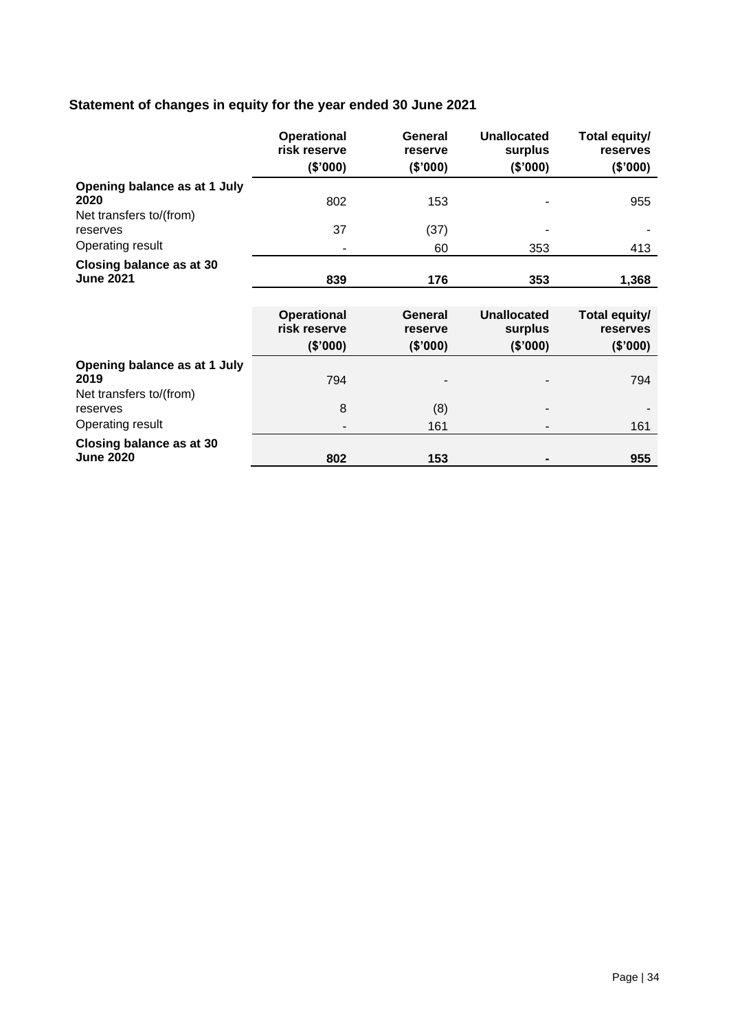### Statement of changes in equity for the year ended 30 June 2021

| | Operational risk reserve ($'000) | General reserve ($'000) | Unallocated surplus ($'000) | Total equity/ reserves ($'000) |
|---|---|---|---|---|
| **Opening balance as at 1 July 2020** | 802 | 153 | - | 955 |
| Net transfers to/(from) reserves | 37 | (37) | - | - |
| Operating result | - | 60 | 353 | 413 |
| **Closing balance as at 30 June 2021** | **839** | **176** | **353** | **1,368** |

| | Operational risk reserve ($'000) | General reserve ($'000) | Unallocated surplus ($'000) | Total equity/ reserves ($'000) |
|---|---|---|---|---|
| **Opening balance as at 1 July 2019** | 794 | - | - | 794 |
| Net transfers to/(from) reserves | 8 | (8) | - | - |
| Operating result | - | 161 | - | 161 |
| **Closing balance as at 30 June 2020** | **802** | **153** | **-** | **955** |